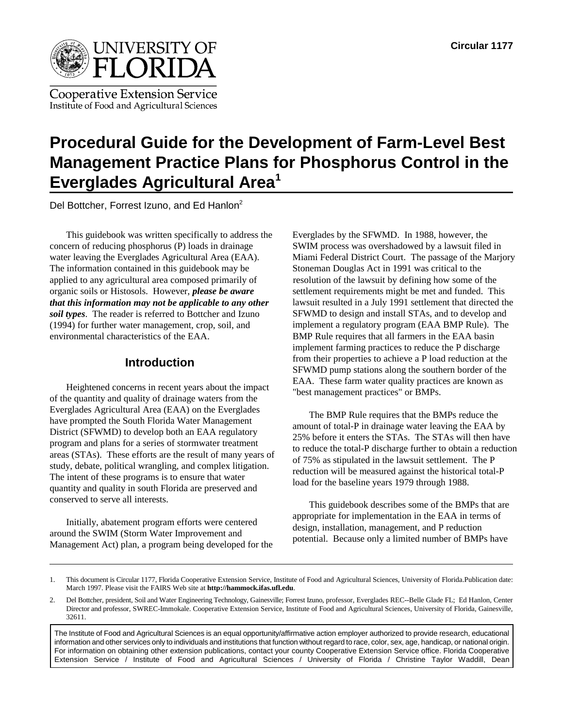UNIVERSITY OF FLORIDA

Cooperative Extension Service
Institute of Food and Agricultural Sciences

Circular 1177

# Procedural Guide for the Development of Farm-Level Best Management Practice Plans for Phosphorus Control in the Everglades Agricultural Area[1]

Del Bottcher, Forrest Izuno, and Ed Hanlon[2]

This guidebook was written specifically to address the concern of reducing phosphorus (P) loads in drainage water leaving the Everglades Agricultural Area (EAA). The information contained in this guidebook may be applied to any agricultural area composed primarily of organic soils or Histosols. However, ***please be aware that this information may not be applicable to any other soil types***. The reader is referred to Bottcher and Izuno (1994) for further water management, crop, soil, and environmental characteristics of the EAA.

## Introduction

Heightened concerns in recent years about the impact of the quantity and quality of drainage waters from the Everglades Agricultural Area (EAA) on the Everglades have prompted the South Florida Water Management District (SFWMD) to develop both an EAA regulatory program and plans for a series of stormwater treatment areas (STAs). These efforts are the result of many years of study, debate, political wrangling, and complex litigation. The intent of these programs is to ensure that water quantity and quality in south Florida are preserved and conserved to serve all interests.

Initially, abatement program efforts were centered around the SWIM (Storm Water Improvement and Management Act) plan, a program being developed for the Everglades by the SFWMD. In 1988, however, the SWIM process was overshadowed by a lawsuit filed in Miami Federal District Court. The passage of the Marjory Stoneman Douglas Act in 1991 was critical to the resolution of the lawsuit by defining how some of the settlement requirements might be met and funded. This lawsuit resulted in a July 1991 settlement that directed the SFWMD to design and install STAs, and to develop and implement a regulatory program (EAA BMP Rule). The BMP Rule requires that all farmers in the EAA basin implement farming practices to reduce the P discharge from their properties to achieve a P load reduction at the SFWMD pump stations along the southern border of the EAA. These farm water quality practices are known as "best management practices" or BMPs.

The BMP Rule requires that the BMPs reduce the amount of total-P in drainage water leaving the EAA by 25% before it enters the STAs. The STAs will then have to reduce the total-P discharge further to obtain a reduction of 75% as stipulated in the lawsuit settlement. The P reduction will be measured against the historical total-P load for the baseline years 1979 through 1988.

This guidebook describes some of the BMPs that are appropriate for implementation in the EAA in terms of design, installation, management, and P reduction potential. Because only a limited number of BMPs have

---

1. This document is Circular 1177, Florida Cooperative Extension Service, Institute of Food and Agricultural Sciences, University of Florida. Publication date: March 1997. Please visit the FAIRS Web site at **http://hammock.ifas.ufl.edu**.

2. Del Bottcher, president, Soil and Water Engineering Technology, Gainesville; Forrest Izuno, professor, Everglades REC--Belle Glade FL; Ed Hanlon, Center Director and professor, SWREC-Immokale. Cooperative Extension Service, Institute of Food and Agricultural Sciences, University of Florida, Gainesville, 32611.

The Institute of Food and Agricultural Sciences is an equal opportunity/affirmative action employer authorized to provide research, educational information and other services only to individuals and institutions that function without regard to race, color, sex, age, handicap, or national origin. For information on obtaining other extension publications, contact your county Cooperative Extension Service office. Florida Cooperative Extension Service / Institute of Food and Agricultural Sciences / University of Florida / Christine Taylor Waddill, Dean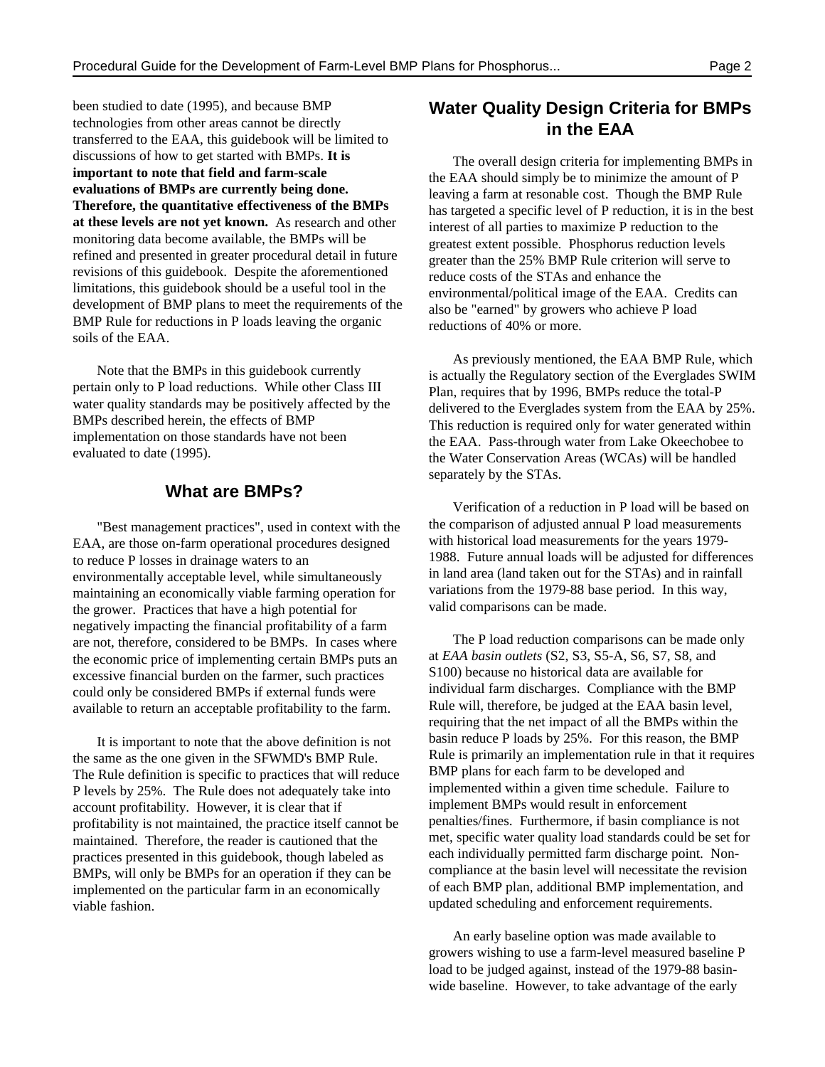been studied to date (1995), and because BMP technologies from other areas cannot be directly transferred to the EAA, this guidebook will be limited to discussions of how to get started with BMPs. **It is important to note that field and farm-scale evaluations of BMPs are currently being done. Therefore, the quantitative effectiveness of the BMPs at these levels are not yet known.** As research and other monitoring data become available, the BMPs will be refined and presented in greater procedural detail in future revisions of this guidebook. Despite the aforementioned limitations, this guidebook should be a useful tool in the development of BMP plans to meet the requirements of the BMP Rule for reductions in P loads leaving the organic soils of the EAA.

Note that the BMPs in this guidebook currently pertain only to P load reductions. While other Class III water quality standards may be positively affected by the BMPs described herein, the effects of BMP implementation on those standards have not been evaluated to date (1995).

## What are BMPs?

"Best management practices", used in context with the EAA, are those on-farm operational procedures designed to reduce P losses in drainage waters to an environmentally acceptable level, while simultaneously maintaining an economically viable farming operation for the grower. Practices that have a high potential for negatively impacting the financial profitability of a farm are not, therefore, considered to be BMPs. In cases where the economic price of implementing certain BMPs puts an excessive financial burden on the farmer, such practices could only be considered BMPs if external funds were available to return an acceptable profitability to the farm.

It is important to note that the above definition is not the same as the one given in the SFWMD's BMP Rule. The Rule definition is specific to practices that will reduce P levels by 25%. The Rule does not adequately take into account profitability. However, it is clear that if profitability is not maintained, the practice itself cannot be maintained. Therefore, the reader is cautioned that the practices presented in this guidebook, though labeled as BMPs, will only be BMPs for an operation if they can be implemented on the particular farm in an economically viable fashion.

## Water Quality Design Criteria for BMPs in the EAA

The overall design criteria for implementing BMPs in the EAA should simply be to minimize the amount of P leaving a farm at resonable cost. Though the BMP Rule has targeted a specific level of P reduction, it is in the best interest of all parties to maximize P reduction to the greatest extent possible. Phosphorus reduction levels greater than the 25% BMP Rule criterion will serve to reduce costs of the STAs and enhance the environmental/political image of the EAA. Credits can also be "earned" by growers who achieve P load reductions of 40% or more.

As previously mentioned, the EAA BMP Rule, which is actually the Regulatory section of the Everglades SWIM Plan, requires that by 1996, BMPs reduce the total-P delivered to the Everglades system from the EAA by 25%. This reduction is required only for water generated within the EAA. Pass-through water from Lake Okeechobee to the Water Conservation Areas (WCAs) will be handled separately by the STAs.

Verification of a reduction in P load will be based on the comparison of adjusted annual P load measurements with historical load measurements for the years 1979-1988. Future annual loads will be adjusted for differences in land area (land taken out for the STAs) and in rainfall variations from the 1979-88 base period. In this way, valid comparisons can be made.

The P load reduction comparisons can be made only at *EAA basin outlets* (S2, S3, S5-A, S6, S7, S8, and S100) because no historical data are available for individual farm discharges. Compliance with the BMP Rule will, therefore, be judged at the EAA basin level, requiring that the net impact of all the BMPs within the basin reduce P loads by 25%. For this reason, the BMP Rule is primarily an implementation rule in that it requires BMP plans for each farm to be developed and implemented within a given time schedule. Failure to implement BMPs would result in enforcement penalties/fines. Furthermore, if basin compliance is not met, specific water quality load standards could be set for each individually permitted farm discharge point. Non-compliance at the basin level will necessitate the revision of each BMP plan, additional BMP implementation, and updated scheduling and enforcement requirements.

An early baseline option was made available to growers wishing to use a farm-level measured baseline P load to be judged against, instead of the 1979-88 basin-wide baseline. However, to take advantage of the early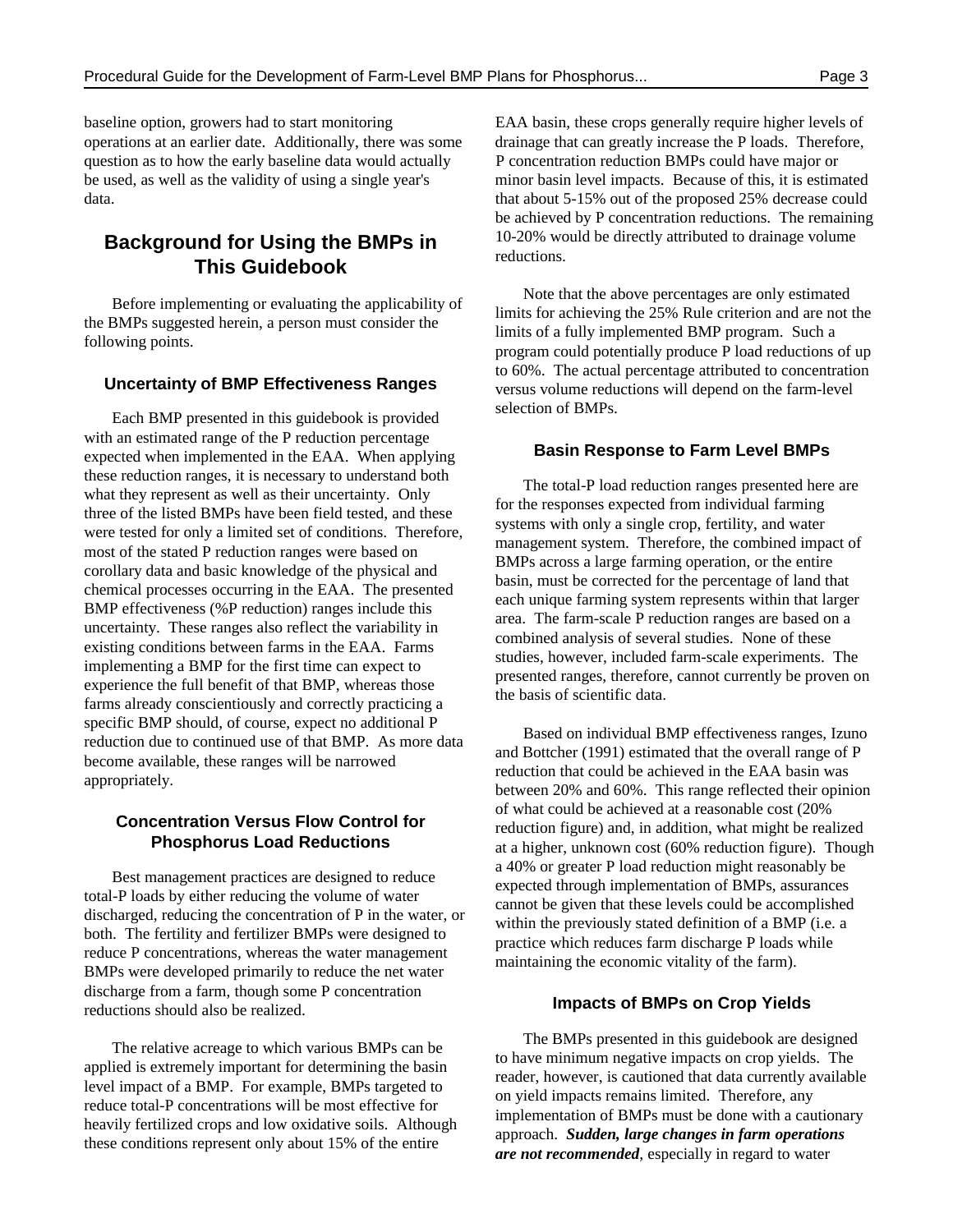baseline option, growers had to start monitoring operations at an earlier date. Additionally, there was some question as to how the early baseline data would actually be used, as well as the validity of using a single year's data.

## Background for Using the BMPs in This Guidebook

Before implementing or evaluating the applicability of the BMPs suggested herein, a person must consider the following points.

### Uncertainty of BMP Effectiveness Ranges

Each BMP presented in this guidebook is provided with an estimated range of the P reduction percentage expected when implemented in the EAA. When applying these reduction ranges, it is necessary to understand both what they represent as well as their uncertainty. Only three of the listed BMPs have been field tested, and these were tested for only a limited set of conditions. Therefore, most of the stated P reduction ranges were based on corollary data and basic knowledge of the physical and chemical processes occurring in the EAA. The presented BMP effectiveness (%P reduction) ranges include this uncertainty. These ranges also reflect the variability in existing conditions between farms in the EAA. Farms implementing a BMP for the first time can expect to experience the full benefit of that BMP, whereas those farms already conscientiously and correctly practicing a specific BMP should, of course, expect no additional P reduction due to continued use of that BMP. As more data become available, these ranges will be narrowed appropriately.

### Concentration Versus Flow Control for Phosphorus Load Reductions

Best management practices are designed to reduce total-P loads by either reducing the volume of water discharged, reducing the concentration of P in the water, or both. The fertility and fertilizer BMPs were designed to reduce P concentrations, whereas the water management BMPs were developed primarily to reduce the net water discharge from a farm, though some P concentration reductions should also be realized.

The relative acreage to which various BMPs can be applied is extremely important for determining the basin level impact of a BMP. For example, BMPs targeted to reduce total-P concentrations will be most effective for heavily fertilized crops and low oxidative soils. Although these conditions represent only about 15% of the entire EAA basin, these crops generally require higher levels of drainage that can greatly increase the P loads. Therefore, P concentration reduction BMPs could have major or minor basin level impacts. Because of this, it is estimated that about 5-15% out of the proposed 25% decrease could be achieved by P concentration reductions. The remaining 10-20% would be directly attributed to drainage volume reductions.

Note that the above percentages are only estimated limits for achieving the 25% Rule criterion and are not the limits of a fully implemented BMP program. Such a program could potentially produce P load reductions of up to 60%. The actual percentage attributed to concentration versus volume reductions will depend on the farm-level selection of BMPs.

### Basin Response to Farm Level BMPs

The total-P load reduction ranges presented here are for the responses expected from individual farming systems with only a single crop, fertility, and water management system. Therefore, the combined impact of BMPs across a large farming operation, or the entire basin, must be corrected for the percentage of land that each unique farming system represents within that larger area. The farm-scale P reduction ranges are based on a combined analysis of several studies. None of these studies, however, included farm-scale experiments. The presented ranges, therefore, cannot currently be proven on the basis of scientific data.

Based on individual BMP effectiveness ranges, Izuno and Bottcher (1991) estimated that the overall range of P reduction that could be achieved in the EAA basin was between 20% and 60%. This range reflected their opinion of what could be achieved at a reasonable cost (20% reduction figure) and, in addition, what might be realized at a higher, unknown cost (60% reduction figure). Though a 40% or greater P load reduction might reasonably be expected through implementation of BMPs, assurances cannot be given that these levels could be accomplished within the previously stated definition of a BMP (i.e. a practice which reduces farm discharge P loads while maintaining the economic vitality of the farm).

### Impacts of BMPs on Crop Yields

The BMPs presented in this guidebook are designed to have minimum negative impacts on crop yields. The reader, however, is cautioned that data currently available on yield impacts remains limited. Therefore, any implementation of BMPs must be done with a cautionary approach. ***Sudden, large changes in farm operations are not recommended***, especially in regard to water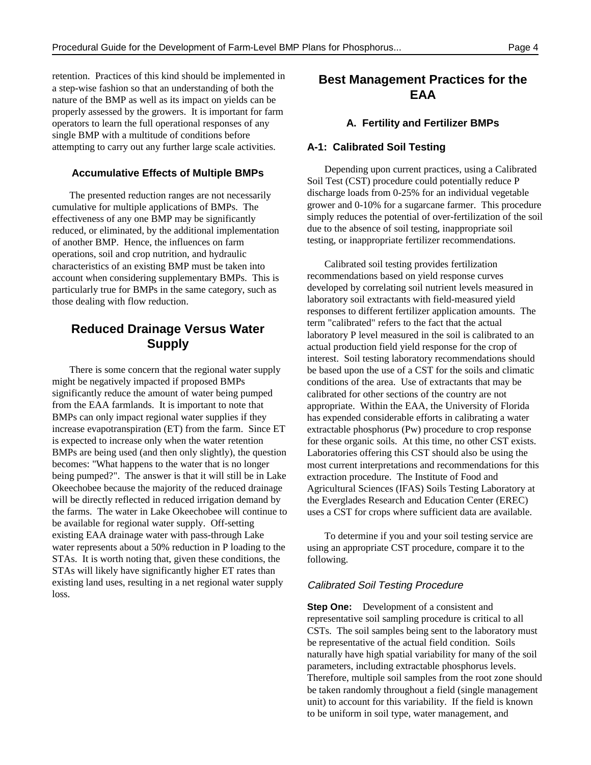retention. Practices of this kind should be implemented in a step-wise fashion so that an understanding of both the nature of the BMP as well as its impact on yields can be properly assessed by the growers. It is important for farm operators to learn the full operational responses of any single BMP with a multitude of conditions before attempting to carry out any further large scale activities.

### Accumulative Effects of Multiple BMPs

The presented reduction ranges are not necessarily cumulative for multiple applications of BMPs. The effectiveness of any one BMP may be significantly reduced, or eliminated, by the additional implementation of another BMP. Hence, the influences on farm operations, soil and crop nutrition, and hydraulic characteristics of an existing BMP must be taken into account when considering supplementary BMPs. This is particularly true for BMPs in the same category, such as those dealing with flow reduction.

## Reduced Drainage Versus Water Supply

There is some concern that the regional water supply might be negatively impacted if proposed BMPs significantly reduce the amount of water being pumped from the EAA farmlands. It is important to note that BMPs can only impact regional water supplies if they increase evapotranspiration (ET) from the farm. Since ET is expected to increase only when the water retention BMPs are being used (and then only slightly), the question becomes: "What happens to the water that is no longer being pumped?". The answer is that it will still be in Lake Okeechobee because the majority of the reduced drainage will be directly reflected in reduced irrigation demand by the farms. The water in Lake Okeechobee will continue to be available for regional water supply. Off-setting existing EAA drainage water with pass-through Lake water represents about a 50% reduction in P loading to the STAs. It is worth noting that, given these conditions, the STAs will likely have significantly higher ET rates than existing land uses, resulting in a net regional water supply loss.

## Best Management Practices for the EAA

### A. Fertility and Fertilizer BMPs

### A-1: Calibrated Soil Testing

Depending upon current practices, using a Calibrated Soil Test (CST) procedure could potentially reduce P discharge loads from 0-25% for an individual vegetable grower and 0-10% for a sugarcane farmer. This procedure simply reduces the potential of over-fertilization of the soil due to the absence of soil testing, inappropriate soil testing, or inappropriate fertilizer recommendations.

Calibrated soil testing provides fertilization recommendations based on yield response curves developed by correlating soil nutrient levels measured in laboratory soil extractants with field-measured yield responses to different fertilizer application amounts. The term "calibrated" refers to the fact that the actual laboratory P level measured in the soil is calibrated to an actual production field yield response for the crop of interest. Soil testing laboratory recommendations should be based upon the use of a CST for the soils and climatic conditions of the area. Use of extractants that may be calibrated for other sections of the country are not appropriate. Within the EAA, the University of Florida has expended considerable efforts in calibrating a water extractable phosphorus (Pw) procedure to crop response for these organic soils. At this time, no other CST exists. Laboratories offering this CST should also be using the most current interpretations and recommendations for this extraction procedure. The Institute of Food and Agricultural Sciences (IFAS) Soils Testing Laboratory at the Everglades Research and Education Center (EREC) uses a CST for crops where sufficient data are available.

To determine if you and your soil testing service are using an appropriate CST procedure, compare it to the following.

*Calibrated Soil Testing Procedure*

**Step One:** Development of a consistent and representative soil sampling procedure is critical to all CSTs. The soil samples being sent to the laboratory must be representative of the actual field condition. Soils naturally have high spatial variability for many of the soil parameters, including extractable phosphorus levels. Therefore, multiple soil samples from the root zone should be taken randomly throughout a field (single management unit) to account for this variability. If the field is known to be uniform in soil type, water management, and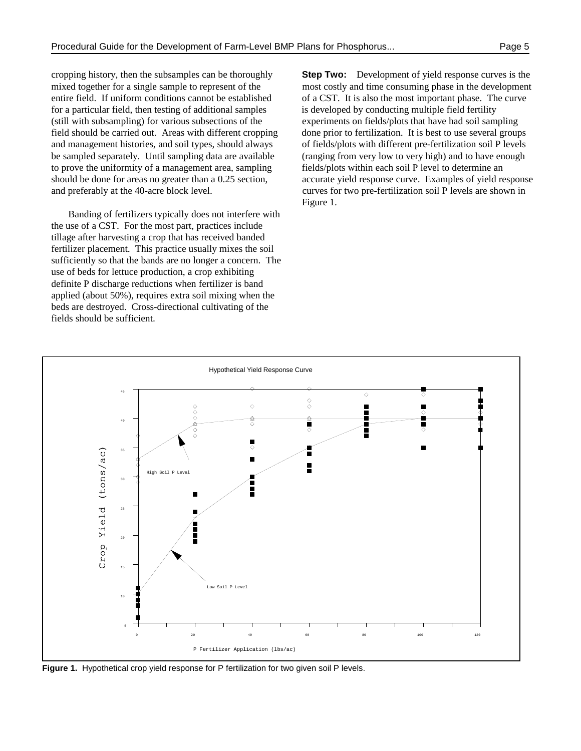cropping history, then the subsamples can be thoroughly mixed together for a single sample to represent of the entire field. If uniform conditions cannot be established for a particular field, then testing of additional samples (still with subsampling) for various subsections of the field should be carried out. Areas with different cropping and management histories, and soil types, should always be sampled separately. Until sampling data are available to prove the uniformity of a management area, sampling should be done for areas no greater than a 0.25 section, and preferably at the 40-acre block level.

Banding of fertilizers typically does not interfere with the use of a CST. For the most part, practices include tillage after harvesting a crop that has received banded fertilizer placement. This practice usually mixes the soil sufficiently so that the bands are no longer a concern. The use of beds for lettuce production, a crop exhibiting definite P discharge reductions when fertilizer is band applied (about 50%), requires extra soil mixing when the beds are destroyed. Cross-directional cultivating of the fields should be sufficient.

**Step Two:** Development of yield response curves is the most costly and time consuming phase in the development of a CST. It is also the most important phase. The curve is developed by conducting multiple field fertility experiments on fields/plots that have had soil sampling done prior to fertilization. It is best to use several groups of fields/plots with different pre-fertilization soil P levels (ranging from very low to very high) and to have enough fields/plots within each soil P level to determine an accurate yield response curve. Examples of yield response curves for two pre-fertilization soil P levels are shown in Figure 1.

**Figure 1.** Hypothetical crop yield response for P fertilization for two given soil P levels.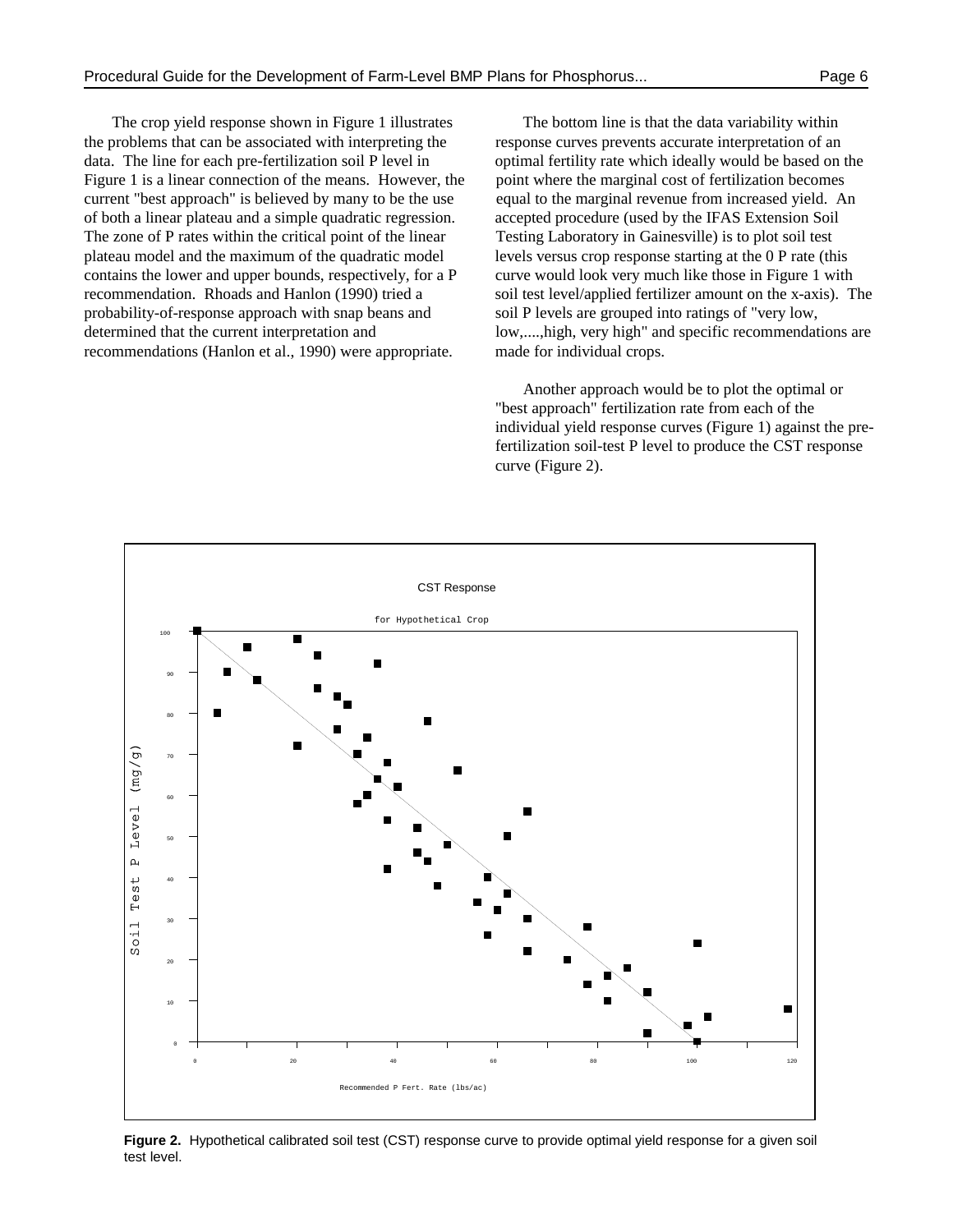The crop yield response shown in Figure 1 illustrates the problems that can be associated with interpreting the data. The line for each pre-fertilization soil P level in Figure 1 is a linear connection of the means. However, the current "best approach" is believed by many to be the use of both a linear plateau and a simple quadratic regression. The zone of P rates within the critical point of the linear plateau model and the maximum of the quadratic model contains the lower and upper bounds, respectively, for a P recommendation. Rhoads and Hanlon (1990) tried a probability-of-response approach with snap beans and determined that the current interpretation and recommendations (Hanlon et al., 1990) were appropriate.

The bottom line is that the data variability within response curves prevents accurate interpretation of an optimal fertility rate which ideally would be based on the point where the marginal cost of fertilization becomes equal to the marginal revenue from increased yield. An accepted procedure (used by the IFAS Extension Soil Testing Laboratory in Gainesville) is to plot soil test levels versus crop response starting at the 0 P rate (this curve would look very much like those in Figure 1 with soil test level/applied fertilizer amount on the x-axis). The soil P levels are grouped into ratings of "very low, low,....,high, very high" and specific recommendations are made for individual crops.

Another approach would be to plot the optimal or "best approach" fertilization rate from each of the individual yield response curves (Figure 1) against the pre-fertilization soil-test P level to produce the CST response curve (Figure 2).

**Figure 2.** Hypothetical calibrated soil test (CST) response curve to provide optimal yield response for a given soil test level.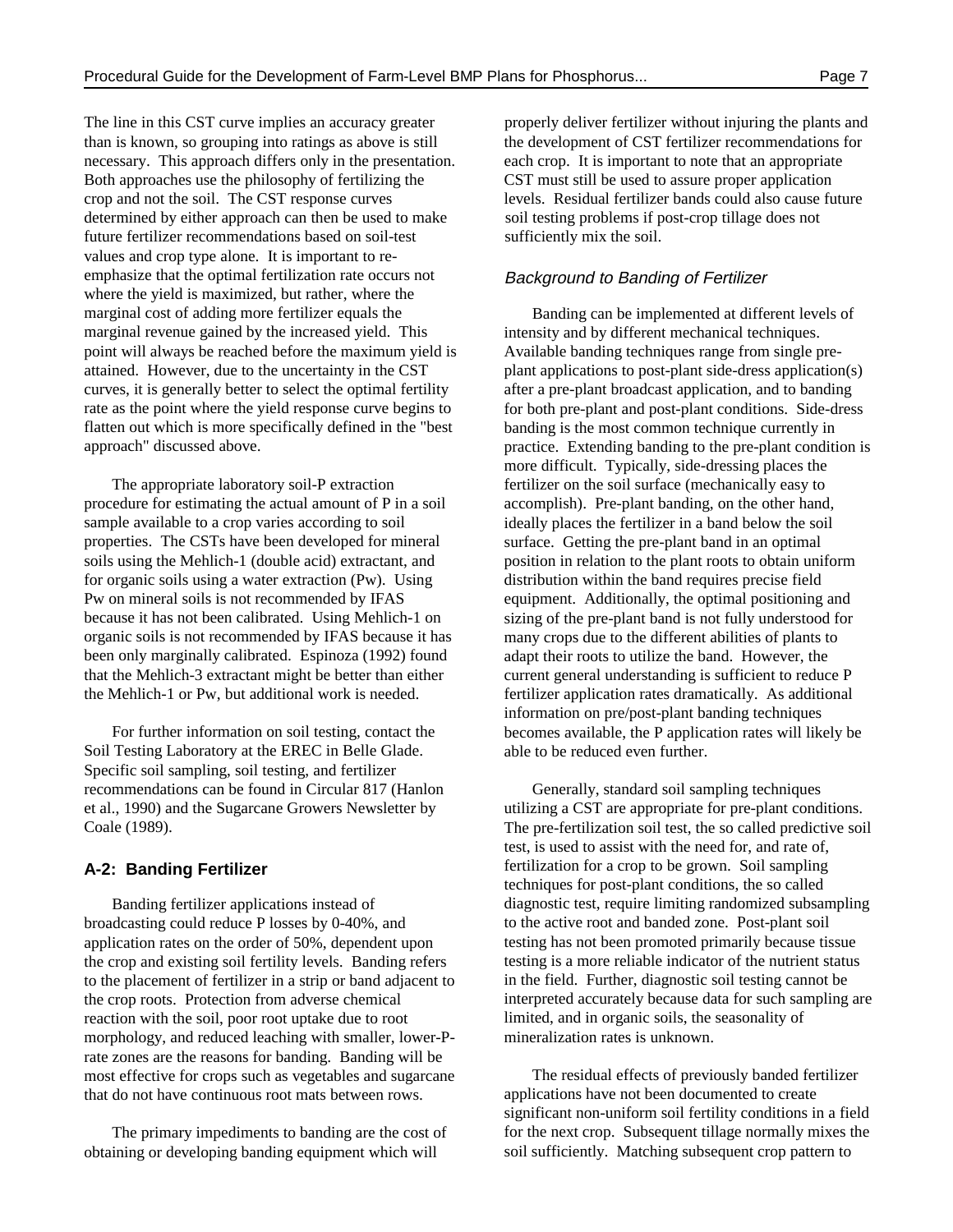The line in this CST curve implies an accuracy greater than is known, so grouping into ratings as above is still necessary. This approach differs only in the presentation. Both approaches use the philosophy of fertilizing the crop and not the soil. The CST response curves determined by either approach can then be used to make future fertilizer recommendations based on soil-test values and crop type alone. It is important to re-emphasize that the optimal fertilization rate occurs not where the yield is maximized, but rather, where the marginal cost of adding more fertilizer equals the marginal revenue gained by the increased yield. This point will always be reached before the maximum yield is attained. However, due to the uncertainty in the CST curves, it is generally better to select the optimal fertility rate as the point where the yield response curve begins to flatten out which is more specifically defined in the "best approach" discussed above.

The appropriate laboratory soil-P extraction procedure for estimating the actual amount of P in a soil sample available to a crop varies according to soil properties. The CSTs have been developed for mineral soils using the Mehlich-1 (double acid) extractant, and for organic soils using a water extraction (Pw). Using Pw on mineral soils is not recommended by IFAS because it has not been calibrated. Using Mehlich-1 on organic soils is not recommended by IFAS because it has been only marginally calibrated. Espinoza (1992) found that the Mehlich-3 extractant might be better than either the Mehlich-1 or Pw, but additional work is needed.

For further information on soil testing, contact the Soil Testing Laboratory at the EREC in Belle Glade. Specific soil sampling, soil testing, and fertilizer recommendations can be found in Circular 817 (Hanlon et al., 1990) and the Sugarcane Growers Newsletter by Coale (1989).

### A-2: Banding Fertilizer

Banding fertilizer applications instead of broadcasting could reduce P losses by 0-40%, and application rates on the order of 50%, dependent upon the crop and existing soil fertility levels. Banding refers to the placement of fertilizer in a strip or band adjacent to the crop roots. Protection from adverse chemical reaction with the soil, poor root uptake due to root morphology, and reduced leaching with smaller, lower-P-rate zones are the reasons for banding. Banding will be most effective for crops such as vegetables and sugarcane that do not have continuous root mats between rows.

The primary impediments to banding are the cost of obtaining or developing banding equipment which will properly deliver fertilizer without injuring the plants and the development of CST fertilizer recommendations for each crop. It is important to note that an appropriate CST must still be used to assure proper application levels. Residual fertilizer bands could also cause future soil testing problems if post-crop tillage does not sufficiently mix the soil.

#### *Background to Banding of Fertilizer*

Banding can be implemented at different levels of intensity and by different mechanical techniques. Available banding techniques range from single pre-plant applications to post-plant side-dress application(s) after a pre-plant broadcast application, and to banding for both pre-plant and post-plant conditions. Side-dress banding is the most common technique currently in practice. Extending banding to the pre-plant condition is more difficult. Typically, side-dressing places the fertilizer on the soil surface (mechanically easy to accomplish). Pre-plant banding, on the other hand, ideally places the fertilizer in a band below the soil surface. Getting the pre-plant band in an optimal position in relation to the plant roots to obtain uniform distribution within the band requires precise field equipment. Additionally, the optimal positioning and sizing of the pre-plant band is not fully understood for many crops due to the different abilities of plants to adapt their roots to utilize the band. However, the current general understanding is sufficient to reduce P fertilizer application rates dramatically. As additional information on pre/post-plant banding techniques becomes available, the P application rates will likely be able to be reduced even further.

Generally, standard soil sampling techniques utilizing a CST are appropriate for pre-plant conditions. The pre-fertilization soil test, the so called predictive soil test, is used to assist with the need for, and rate of, fertilization for a crop to be grown. Soil sampling techniques for post-plant conditions, the so called diagnostic test, require limiting randomized subsampling to the active root and banded zone. Post-plant soil testing has not been promoted primarily because tissue testing is a more reliable indicator of the nutrient status in the field. Further, diagnostic soil testing cannot be interpreted accurately because data for such sampling are limited, and in organic soils, the seasonality of mineralization rates is unknown.

The residual effects of previously banded fertilizer applications have not been documented to create significant non-uniform soil fertility conditions in a field for the next crop. Subsequent tillage normally mixes the soil sufficiently. Matching subsequent crop pattern to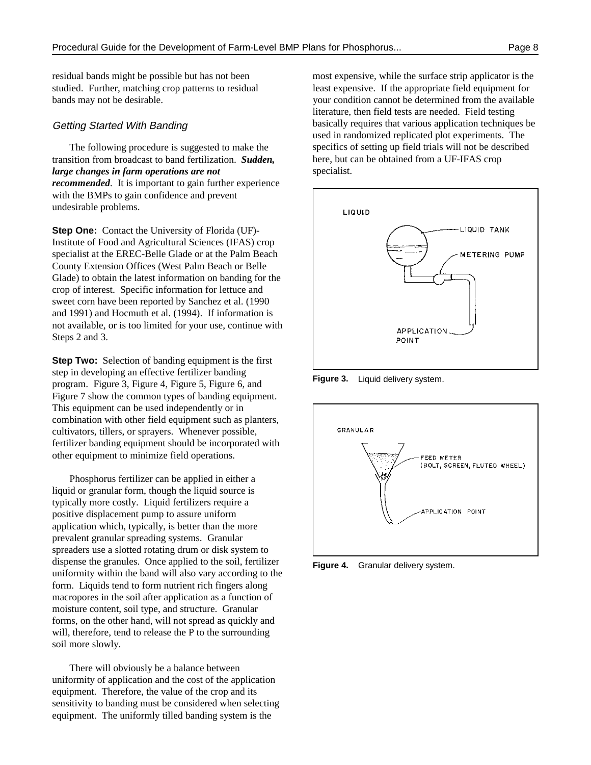residual bands might be possible but has not been studied. Further, matching crop patterns to residual bands may not be desirable.

### *Getting Started With Banding*

The following procedure is suggested to make the transition from broadcast to band fertilization. ***Sudden, large changes in farm operations are not recommended***. It is important to gain further experience with the BMPs to gain confidence and prevent undesirable problems.

**Step One:** Contact the University of Florida (UF)-Institute of Food and Agricultural Sciences (IFAS) crop specialist at the EREC-Belle Glade or at the Palm Beach County Extension Offices (West Palm Beach or Belle Glade) to obtain the latest information on banding for the crop of interest. Specific information for lettuce and sweet corn have been reported by Sanchez et al. (1990 and 1991) and Hocmuth et al. (1994). If information is not available, or is too limited for your use, continue with Steps 2 and 3.

**Step Two:** Selection of banding equipment is the first step in developing an effective fertilizer banding program. Figure 3, Figure 4, Figure 5, Figure 6, and Figure 7 show the common types of banding equipment. This equipment can be used independently or in combination with other field equipment such as planters, cultivators, tillers, or sprayers. Whenever possible, fertilizer banding equipment should be incorporated with other equipment to minimize field operations.

Phosphorus fertilizer can be applied in either a liquid or granular form, though the liquid source is typically more costly. Liquid fertilizers require a positive displacement pump to assure uniform application which, typically, is better than the more prevalent granular spreading systems. Granular spreaders use a slotted rotating drum or disk system to dispense the granules. Once applied to the soil, fertilizer uniformity within the band will also vary according to the form. Liquids tend to form nutrient rich fingers along macropores in the soil after application as a function of moisture content, soil type, and structure. Granular forms, on the other hand, will not spread as quickly and will, therefore, tend to release the P to the surrounding soil more slowly.

There will obviously be a balance between uniformity of application and the cost of the application equipment. Therefore, the value of the crop and its sensitivity to banding must be considered when selecting equipment. The uniformly tilled banding system is the most expensive, while the surface strip applicator is the least expensive. If the appropriate field equipment for your condition cannot be determined from the available literature, then field tests are needed. Field testing basically requires that various application techniques be used in randomized replicated plot experiments. The specifics of setting up field trials will not be described here, but can be obtained from a UF-IFAS crop specialist.

**Figure 3.** Liquid delivery system.

**Figure 4.** Granular delivery system.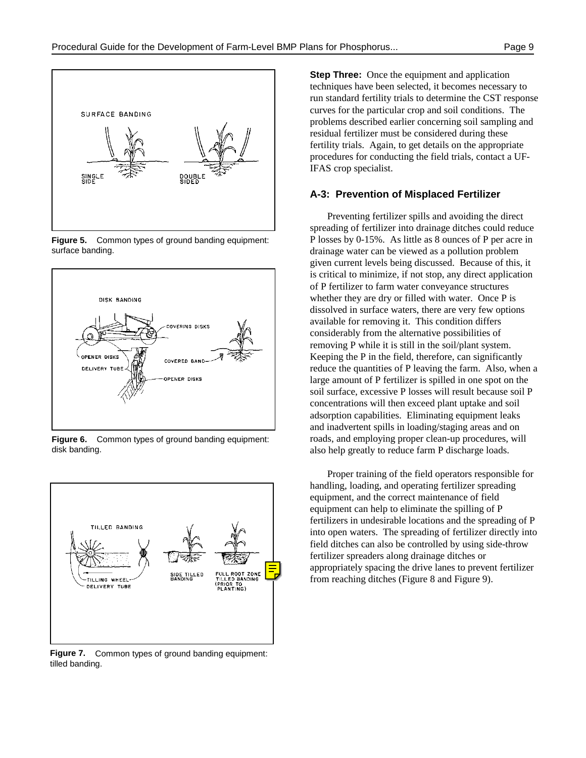**Figure 5.** Common types of ground banding equipment: surface banding.

**Figure 6.** Common types of ground banding equipment: disk banding.

**Figure 7.** Common types of ground banding equipment: tilled banding.

**Step Three:** Once the equipment and application techniques have been selected, it becomes necessary to run standard fertility trials to determine the CST response curves for the particular crop and soil conditions. The problems described earlier concerning soil sampling and residual fertilizer must be considered during these fertility trials. Again, to get details on the appropriate procedures for conducting the field trials, contact a UF-IFAS crop specialist.

## A-3: Prevention of Misplaced Fertilizer

Preventing fertilizer spills and avoiding the direct spreading of fertilizer into drainage ditches could reduce P losses by 0-15%. As little as 8 ounces of P per acre in drainage water can be viewed as a pollution problem given current levels being discussed. Because of this, it is critical to minimize, if not stop, any direct application of P fertilizer to farm water conveyance structures whether they are dry or filled with water. Once P is dissolved in surface waters, there are very few options available for removing it. This condition differs considerably from the alternative possibilities of removing P while it is still in the soil/plant system. Keeping the P in the field, therefore, can significantly reduce the quantities of P leaving the farm. Also, when a large amount of P fertilizer is spilled in one spot on the soil surface, excessive P losses will result because soil P concentrations will then exceed plant uptake and soil adsorption capabilities. Eliminating equipment leaks and inadvertent spills in loading/staging areas and on roads, and employing proper clean-up procedures, will also help greatly to reduce farm P discharge loads.

Proper training of the field operators responsible for handling, loading, and operating fertilizer spreading equipment, and the correct maintenance of field equipment can help to eliminate the spilling of P fertilizers in undesirable locations and the spreading of P into open waters. The spreading of fertilizer directly into field ditches can also be controlled by using side-throw fertilizer spreaders along drainage ditches or appropriately spacing the drive lanes to prevent fertilizer from reaching ditches (Figure 8 and Figure 9).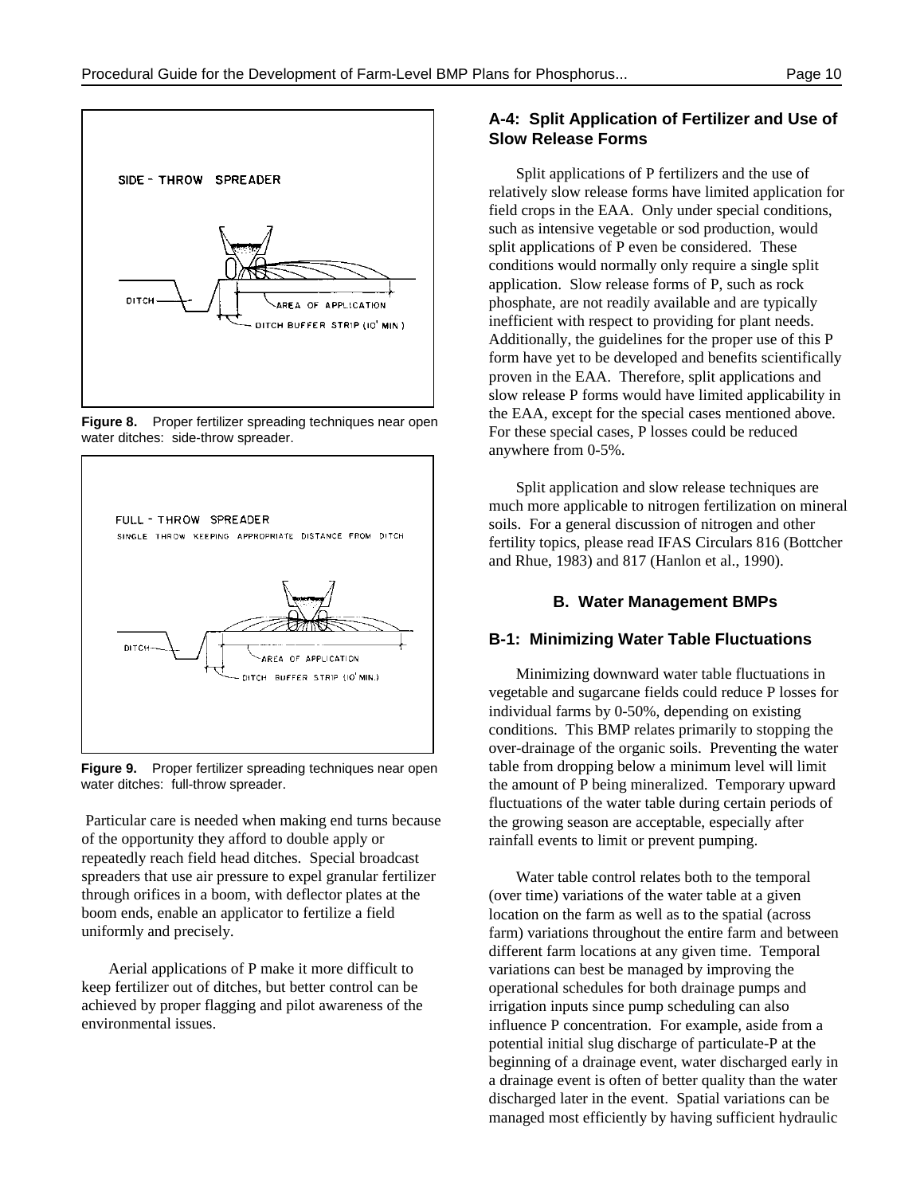Figure 8. Proper fertilizer spreading techniques near open water ditches: side-throw spreader.

Figure 9. Proper fertilizer spreading techniques near open water ditches: full-throw spreader.

Particular care is needed when making end turns because of the opportunity they afford to double apply or repeatedly reach field head ditches. Special broadcast spreaders that use air pressure to expel granular fertilizer through orifices in a boom, with deflector plates at the boom ends, enable an applicator to fertilize a field uniformly and precisely.

Aerial applications of P make it more difficult to keep fertilizer out of ditches, but better control can be achieved by proper flagging and pilot awareness of the environmental issues.

### A-4: Split Application of Fertilizer and Use of Slow Release Forms

Split applications of P fertilizers and the use of relatively slow release forms have limited application for field crops in the EAA. Only under special conditions, such as intensive vegetable or sod production, would split applications of P even be considered. These conditions would normally only require a single split application. Slow release forms of P, such as rock phosphate, are not readily available and are typically inefficient with respect to providing for plant needs. Additionally, the guidelines for the proper use of this P form have yet to be developed and benefits scientifically proven in the EAA. Therefore, split applications and slow release P forms would have limited applicability in the EAA, except for the special cases mentioned above. For these special cases, P losses could be reduced anywhere from 0-5%.

Split application and slow release techniques are much more applicable to nitrogen fertilization on mineral soils. For a general discussion of nitrogen and other fertility topics, please read IFAS Circulars 816 (Bottcher and Rhue, 1983) and 817 (Hanlon et al., 1990).

## B. Water Management BMPs

### B-1: Minimizing Water Table Fluctuations

Minimizing downward water table fluctuations in vegetable and sugarcane fields could reduce P losses for individual farms by 0-50%, depending on existing conditions. This BMP relates primarily to stopping the over-drainage of the organic soils. Preventing the water table from dropping below a minimum level will limit the amount of P being mineralized. Temporary upward fluctuations of the water table during certain periods of the growing season are acceptable, especially after rainfall events to limit or prevent pumping.

Water table control relates both to the temporal (over time) variations of the water table at a given location on the farm as well as to the spatial (across farm) variations throughout the entire farm and between different farm locations at any given time. Temporal variations can best be managed by improving the operational schedules for both drainage pumps and irrigation inputs since pump scheduling can also influence P concentration. For example, aside from a potential initial slug discharge of particulate-P at the beginning of a drainage event, water discharged early in a drainage event is often of better quality than the water discharged later in the event. Spatial variations can be managed most efficiently by having sufficient hydraulic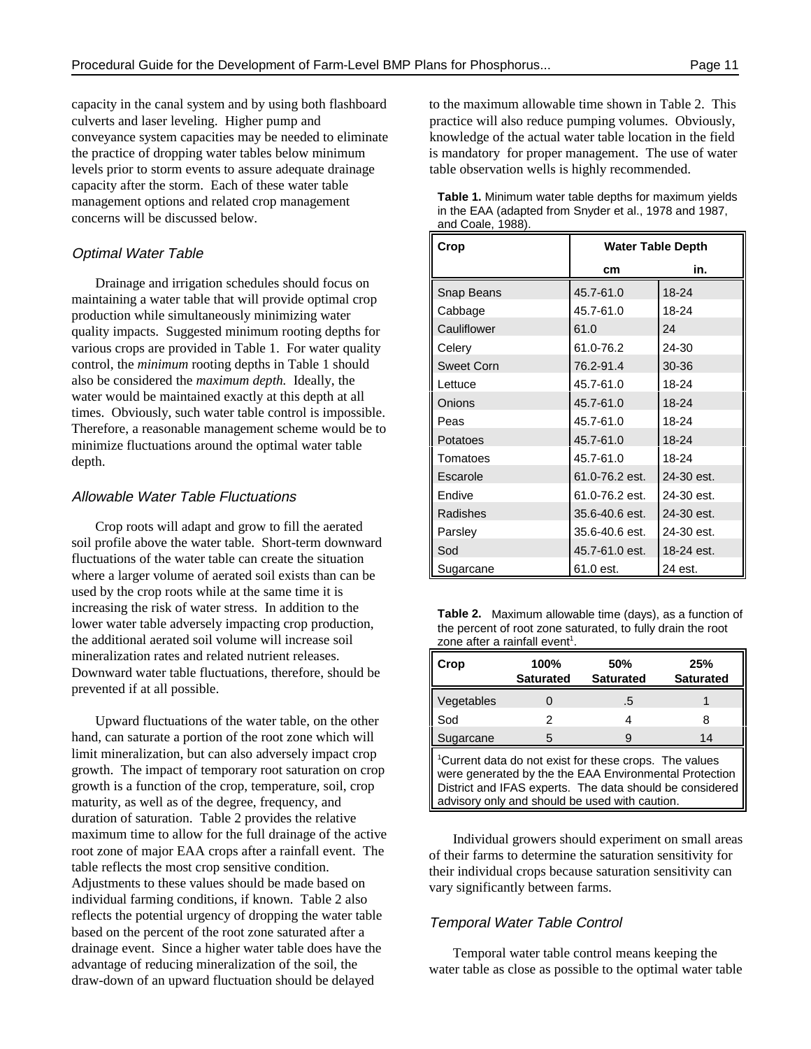capacity in the canal system and by using both flashboard culverts and laser leveling. Higher pump and conveyance system capacities may be needed to eliminate the practice of dropping water tables below minimum levels prior to storm events to assure adequate drainage capacity after the storm. Each of these water table management options and related crop management concerns will be discussed below.

### *Optimal Water Table*

Drainage and irrigation schedules should focus on maintaining a water table that will provide optimal crop production while simultaneously minimizing water quality impacts. Suggested minimum rooting depths for various crops are provided in Table 1. For water quality control, the *minimum* rooting depths in Table 1 should also be considered the *maximum depth.* Ideally, the water would be maintained exactly at this depth at all times. Obviously, such water table control is impossible. Therefore, a reasonable management scheme would be to minimize fluctuations around the optimal water table depth.

### *Allowable Water Table Fluctuations*

Crop roots will adapt and grow to fill the aerated soil profile above the water table. Short-term downward fluctuations of the water table can create the situation where a larger volume of aerated soil exists than can be used by the crop roots while at the same time it is increasing the risk of water stress. In addition to the lower water table adversely impacting crop production, the additional aerated soil volume will increase soil mineralization rates and related nutrient releases. Downward water table fluctuations, therefore, should be prevented if at all possible.

Upward fluctuations of the water table, on the other hand, can saturate a portion of the root zone which will limit mineralization, but can also adversely impact crop growth. The impact of temporary root saturation on crop growth is a function of the crop, temperature, soil, crop maturity, as well as of the degree, frequency, and duration of saturation. Table 2 provides the relative maximum time to allow for the full drainage of the active root zone of major EAA crops after a rainfall event. The table reflects the most crop sensitive condition. Adjustments to these values should be made based on individual farming conditions, if known. Table 2 also reflects the potential urgency of dropping the water table based on the percent of the root zone saturated after a drainage event. Since a higher water table does have the advantage of reducing mineralization of the soil, the draw-down of an upward fluctuation should be delayed to the maximum allowable time shown in Table 2. This practice will also reduce pumping volumes. Obviously, knowledge of the actual water table location in the field is mandatory for proper management. The use of water table observation wells is highly recommended.

**Table 1.** Minimum water table depths for maximum yields in the EAA (adapted from Snyder et al., 1978 and 1987, and Coale, 1988).

| Crop | Water Table Depth | |
|---|---|---|
| | cm | in. |
| Snap Beans | 45.7-61.0 | 18-24 |
| Cabbage | 45.7-61.0 | 18-24 |
| Cauliflower | 61.0 | 24 |
| Celery | 61.0-76.2 | 24-30 |
| Sweet Corn | 76.2-91.4 | 30-36 |
| Lettuce | 45.7-61.0 | 18-24 |
| Onions | 45.7-61.0 | 18-24 |
| Peas | 45.7-61.0 | 18-24 |
| Potatoes | 45.7-61.0 | 18-24 |
| Tomatoes | 45.7-61.0 | 18-24 |
| Escarole | 61.0-76.2 est. | 24-30 est. |
| Endive | 61.0-76.2 est. | 24-30 est. |
| Radishes | 35.6-40.6 est. | 24-30 est. |
| Parsley | 35.6-40.6 est. | 24-30 est. |
| Sod | 45.7-61.0 est. | 18-24 est. |
| Sugarcane | 61.0 est. | 24 est. |

**Table 2.** Maximum allowable time (days), as a function of the percent of root zone saturated, to fully drain the root zone after a rainfall event[1].

| Crop | 100% Saturated | 50% Saturated | 25% Saturated |
|---|---|---|---|
| Vegetables | 0 | .5 | 1 |
| Sod | 2 | 4 | 8 |
| Sugarcane | 5 | 9 | 14 |

[1]Current data do not exist for these crops. The values were generated by the the EAA Environmental Protection District and IFAS experts. The data should be considered advisory only and should be used with caution.

Individual growers should experiment on small areas of their farms to determine the saturation sensitivity for their individual crops because saturation sensitivity can vary significantly between farms.

### *Temporal Water Table Control*

Temporal water table control means keeping the water table as close as possible to the optimal water table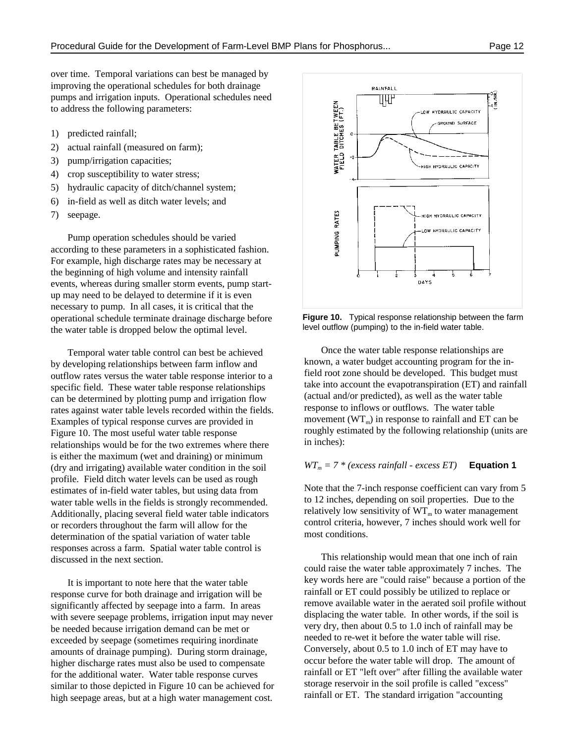over time. Temporal variations can best be managed by improving the operational schedules for both drainage pumps and irrigation inputs. Operational schedules need to address the following parameters:

1) predicted rainfall;
2) actual rainfall (measured on farm);
3) pump/irrigation capacities;
4) crop susceptibility to water stress;
5) hydraulic capacity of ditch/channel system;
6) in-field as well as ditch water levels; and
7) seepage.

Pump operation schedules should be varied according to these parameters in a sophisticated fashion. For example, high discharge rates may be necessary at the beginning of high volume and intensity rainfall events, whereas during smaller storm events, pump start-up may need to be delayed to determine if it is even necessary to pump. In all cases, it is critical that the operational schedule terminate drainage discharge before the water table is dropped below the optimal level.

Temporal water table control can best be achieved by developing relationships between farm inflow and outflow rates versus the water table response interior to a specific field. These water table response relationships can be determined by plotting pump and irrigation flow rates against water table levels recorded within the fields. Examples of typical response curves are provided in Figure 10. The most useful water table response relationships would be for the two extremes where there is either the maximum (wet and draining) or minimum (dry and irrigating) available water condition in the soil profile. Field ditch water levels can be used as rough estimates of in-field water tables, but using data from water table wells in the fields is strongly recommended. Additionally, placing several field water table indicators or recorders throughout the farm will allow for the determination of the spatial variation of water table responses across a farm. Spatial water table control is discussed in the next section.

It is important to note here that the water table response curve for both drainage and irrigation will be significantly affected by seepage into a farm. In areas with severe seepage problems, irrigation input may never be needed because irrigation demand can be met or exceeded by seepage (sometimes requiring inordinate amounts of drainage pumping). During storm drainage, higher discharge rates must also be used to compensate for the additional water. Water table response curves similar to those depicted in Figure 10 can be achieved for high seepage areas, but at a high water management cost.

**Figure 10.** Typical response relationship between the farm level outflow (pumping) to the in-field water table.

Once the water table response relationships are known, a water budget accounting program for the in-field root zone should be developed. This budget must take into account the evapotranspiration (ET) and rainfall (actual and/or predicted), as well as the water table response to inflows or outflows. The water table movement ($WT_m$) in response to rainfall and ET can be roughly estimated by the following relationship (units are in inches):

$$WT_m = 7 * (excess\ rainfall - excess\ ET) \quad \textbf{Equation 1}$$

Note that the 7-inch response coefficient can vary from 5 to 12 inches, depending on soil properties. Due to the relatively low sensitivity of $WT_m$ to water management control criteria, however, 7 inches should work well for most conditions.

This relationship would mean that one inch of rain could raise the water table approximately 7 inches. The key words here are "could raise" because a portion of the rainfall or ET could possibly be utilized to replace or remove available water in the aerated soil profile without displacing the water table. In other words, if the soil is very dry, then about 0.5 to 1.0 inch of rainfall may be needed to re-wet it before the water table will rise. Conversely, about 0.5 to 1.0 inch of ET may have to occur before the water table will drop. The amount of rainfall or ET "left over" after filling the available water storage reservoir in the soil profile is called "excess" rainfall or ET. The standard irrigation "accounting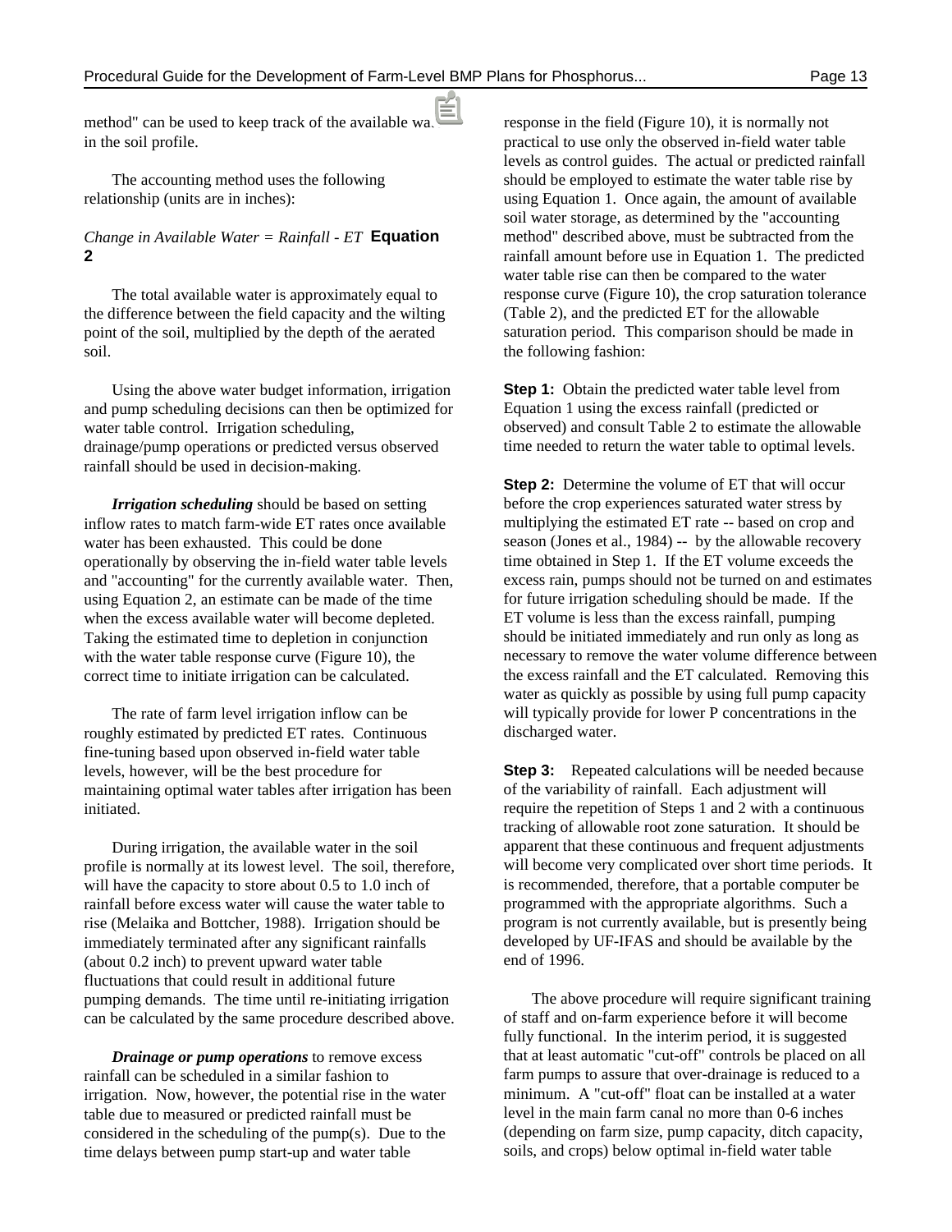method" can be used to keep track of the available water in the soil profile.

The accounting method uses the following relationship (units are in inches):

*Change in Available Water = Rainfall - ET* **Equation 2**

The total available water is approximately equal to the difference between the field capacity and the wilting point of the soil, multiplied by the depth of the aerated soil.

Using the above water budget information, irrigation and pump scheduling decisions can then be optimized for water table control. Irrigation scheduling, drainage/pump operations or predicted versus observed rainfall should be used in decision-making.

***Irrigation scheduling*** should be based on setting inflow rates to match farm-wide ET rates once available water has been exhausted. This could be done operationally by observing the in-field water table levels and "accounting" for the currently available water. Then, using Equation 2, an estimate can be made of the time when the excess available water will become depleted. Taking the estimated time to depletion in conjunction with the water table response curve (Figure 10), the correct time to initiate irrigation can be calculated.

The rate of farm level irrigation inflow can be roughly estimated by predicted ET rates. Continuous fine-tuning based upon observed in-field water table levels, however, will be the best procedure for maintaining optimal water tables after irrigation has been initiated.

During irrigation, the available water in the soil profile is normally at its lowest level. The soil, therefore, will have the capacity to store about 0.5 to 1.0 inch of rainfall before excess water will cause the water table to rise (Melaika and Bottcher, 1988). Irrigation should be immediately terminated after any significant rainfalls (about 0.2 inch) to prevent upward water table fluctuations that could result in additional future pumping demands. The time until re-initiating irrigation can be calculated by the same procedure described above.

***Drainage or pump operations*** to remove excess rainfall can be scheduled in a similar fashion to irrigation. Now, however, the potential rise in the water table due to measured or predicted rainfall must be considered in the scheduling of the pump(s). Due to the time delays between pump start-up and water table response in the field (Figure 10), it is normally not practical to use only the observed in-field water table levels as control guides. The actual or predicted rainfall should be employed to estimate the water table rise by using Equation 1. Once again, the amount of available soil water storage, as determined by the "accounting method" described above, must be subtracted from the rainfall amount before use in Equation 1. The predicted water table rise can then be compared to the water response curve (Figure 10), the crop saturation tolerance (Table 2), and the predicted ET for the allowable saturation period. This comparison should be made in the following fashion:

**Step 1:** Obtain the predicted water table level from Equation 1 using the excess rainfall (predicted or observed) and consult Table 2 to estimate the allowable time needed to return the water table to optimal levels.

**Step 2:** Determine the volume of ET that will occur before the crop experiences saturated water stress by multiplying the estimated ET rate -- based on crop and season (Jones et al., 1984) -- by the allowable recovery time obtained in Step 1. If the ET volume exceeds the excess rain, pumps should not be turned on and estimates for future irrigation scheduling should be made. If the ET volume is less than the excess rainfall, pumping should be initiated immediately and run only as long as necessary to remove the water volume difference between the excess rainfall and the ET calculated. Removing this water as quickly as possible by using full pump capacity will typically provide for lower P concentrations in the discharged water.

**Step 3:** Repeated calculations will be needed because of the variability of rainfall. Each adjustment will require the repetition of Steps 1 and 2 with a continuous tracking of allowable root zone saturation. It should be apparent that these continuous and frequent adjustments will become very complicated over short time periods. It is recommended, therefore, that a portable computer be programmed with the appropriate algorithms. Such a program is not currently available, but is presently being developed by UF-IFAS and should be available by the end of 1996.

The above procedure will require significant training of staff and on-farm experience before it will become fully functional. In the interim period, it is suggested that at least automatic "cut-off" controls be placed on all farm pumps to assure that over-drainage is reduced to a minimum. A "cut-off" float can be installed at a water level in the main farm canal no more than 0-6 inches (depending on farm size, pump capacity, ditch capacity, soils, and crops) below optimal in-field water table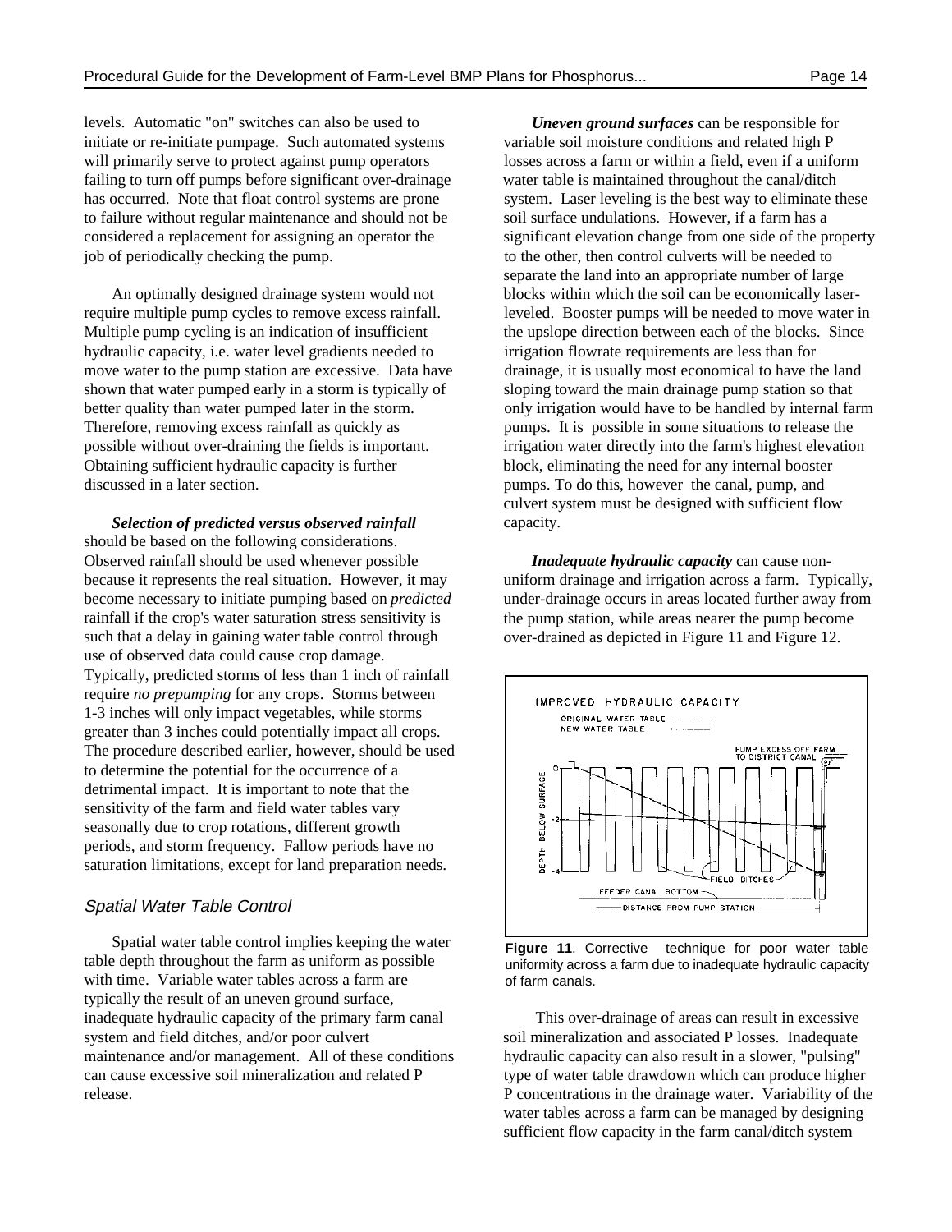levels. Automatic "on" switches can also be used to initiate or re-initiate pumpage. Such automated systems will primarily serve to protect against pump operators failing to turn off pumps before significant over-drainage has occurred. Note that float control systems are prone to failure without regular maintenance and should not be considered a replacement for assigning an operator the job of periodically checking the pump.

An optimally designed drainage system would not require multiple pump cycles to remove excess rainfall. Multiple pump cycling is an indication of insufficient hydraulic capacity, i.e. water level gradients needed to move water to the pump station are excessive. Data have shown that water pumped early in a storm is typically of better quality than water pumped later in the storm. Therefore, removing excess rainfall as quickly as possible without over-draining the fields is important. Obtaining sufficient hydraulic capacity is further discussed in a later section.

***Selection of predicted versus observed rainfall*** should be based on the following considerations. Observed rainfall should be used whenever possible because it represents the real situation. However, it may become necessary to initiate pumping based on *predicted* rainfall if the crop's water saturation stress sensitivity is such that a delay in gaining water table control through use of observed data could cause crop damage. Typically, predicted storms of less than 1 inch of rainfall require *no prepumping* for any crops. Storms between 1-3 inches will only impact vegetables, while storms greater than 3 inches could potentially impact all crops. The procedure described earlier, however, should be used to determine the potential for the occurrence of a detrimental impact. It is important to note that the sensitivity of the farm and field water tables vary seasonally due to crop rotations, different growth periods, and storm frequency. Fallow periods have no saturation limitations, except for land preparation needs.

### *Spatial Water Table Control*

Spatial water table control implies keeping the water table depth throughout the farm as uniform as possible with time. Variable water tables across a farm are typically the result of an uneven ground surface, inadequate hydraulic capacity of the primary farm canal system and field ditches, and/or poor culvert maintenance and/or management. All of these conditions can cause excessive soil mineralization and related P release.

***Uneven ground surfaces*** can be responsible for variable soil moisture conditions and related high P losses across a farm or within a field, even if a uniform water table is maintained throughout the canal/ditch system. Laser leveling is the best way to eliminate these soil surface undulations. However, if a farm has a significant elevation change from one side of the property to the other, then control culverts will be needed to separate the land into an appropriate number of large blocks within which the soil can be economically laser-leveled. Booster pumps will be needed to move water in the upslope direction between each of the blocks. Since irrigation flowrate requirements are less than for drainage, it is usually most economical to have the land sloping toward the main drainage pump station so that only irrigation would have to be handled by internal farm pumps. It is possible in some situations to release the irrigation water directly into the farm's highest elevation block, eliminating the need for any internal booster pumps. To do this, however the canal, pump, and culvert system must be designed with sufficient flow capacity.

***Inadequate hydraulic capacity*** can cause non-uniform drainage and irrigation across a farm. Typically, under-drainage occurs in areas located further away from the pump station, while areas nearer the pump become over-drained as depicted in Figure 11 and Figure 12.

**Figure 11**. Corrective technique for poor water table uniformity across a farm due to inadequate hydraulic capacity of farm canals.

This over-drainage of areas can result in excessive soil mineralization and associated P losses. Inadequate hydraulic capacity can also result in a slower, "pulsing" type of water table drawdown which can produce higher P concentrations in the drainage water. Variability of the water tables across a farm can be managed by designing sufficient flow capacity in the farm canal/ditch system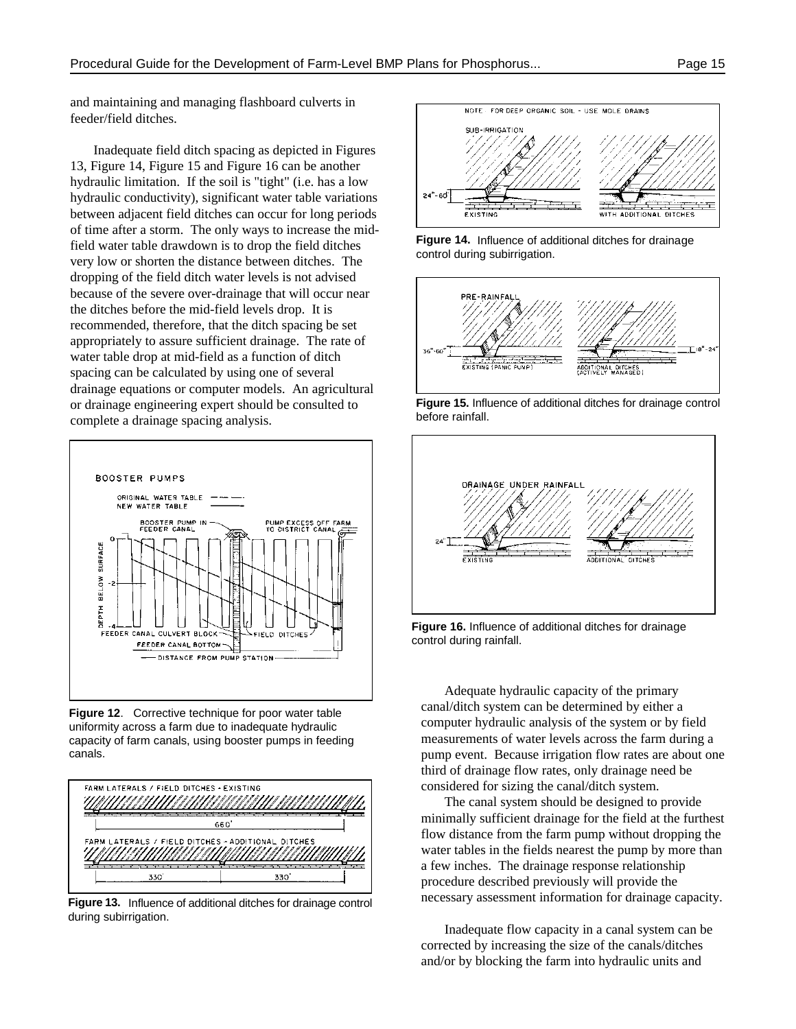and maintaining and managing flashboard culverts in feeder/field ditches.

Inadequate field ditch spacing as depicted in Figures 13, Figure 14, Figure 15 and Figure 16 can be another hydraulic limitation. If the soil is "tight" (i.e. has a low hydraulic conductivity), significant water table variations between adjacent field ditches can occur for long periods of time after a storm. The only ways to increase the mid-field water table drawdown is to drop the field ditches very low or shorten the distance between ditches. The dropping of the field ditch water levels is not advised because of the severe over-drainage that will occur near the ditches before the mid-field levels drop. It is recommended, therefore, that the ditch spacing be set appropriately to assure sufficient drainage. The rate of water table drop at mid-field as a function of ditch spacing can be calculated by using one of several drainage equations or computer models. An agricultural or drainage engineering expert should be consulted to complete a drainage spacing analysis.

**Figure 12**. Corrective technique for poor water table uniformity across a farm due to inadequate hydraulic capacity of farm canals, using booster pumps in feeding canals.

**Figure 13.** Influence of additional ditches for drainage control during subirrigation.

**Figure 14.** Influence of additional ditches for drainage control during subirrigation.

**Figure 15.** Influence of additional ditches for drainage control before rainfall.

**Figure 16.** Influence of additional ditches for drainage control during rainfall.

Adequate hydraulic capacity of the primary canal/ditch system can be determined by either a computer hydraulic analysis of the system or by field measurements of water levels across the farm during a pump event. Because irrigation flow rates are about one third of drainage flow rates, only drainage need be considered for sizing the canal/ditch system.

The canal system should be designed to provide minimally sufficient drainage for the field at the furthest flow distance from the farm pump without dropping the water tables in the fields nearest the pump by more than a few inches. The drainage response relationship procedure described previously will provide the necessary assessment information for drainage capacity.

Inadequate flow capacity in a canal system can be corrected by increasing the size of the canals/ditches and/or by blocking the farm into hydraulic units and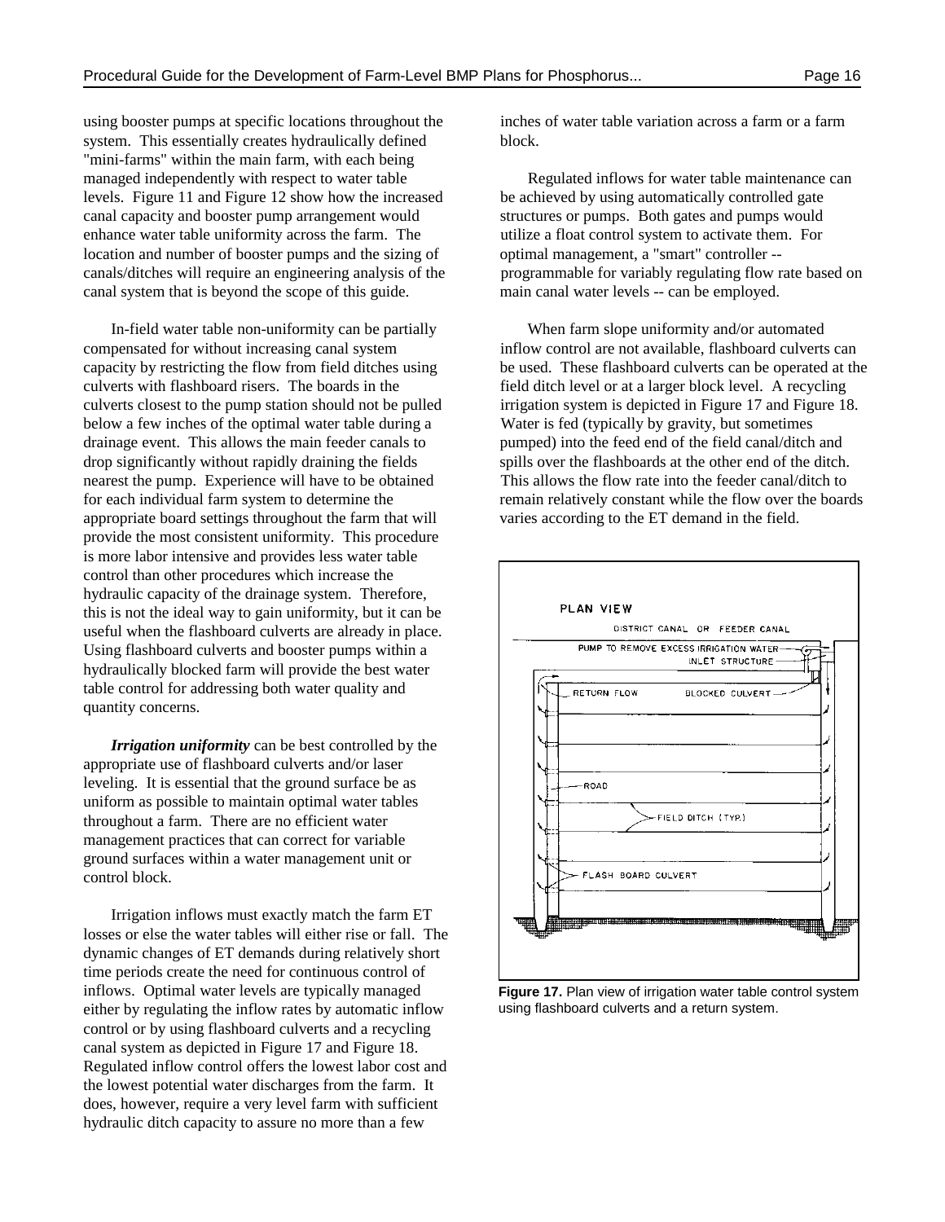using booster pumps at specific locations throughout the system. This essentially creates hydraulically defined "mini-farms" within the main farm, with each being managed independently with respect to water table levels. Figure 11 and Figure 12 show how the increased canal capacity and booster pump arrangement would enhance water table uniformity across the farm. The location and number of booster pumps and the sizing of canals/ditches will require an engineering analysis of the canal system that is beyond the scope of this guide.

In-field water table non-uniformity can be partially compensated for without increasing canal system capacity by restricting the flow from field ditches using culverts with flashboard risers. The boards in the culverts closest to the pump station should not be pulled below a few inches of the optimal water table during a drainage event. This allows the main feeder canals to drop significantly without rapidly draining the fields nearest the pump. Experience will have to be obtained for each individual farm system to determine the appropriate board settings throughout the farm that will provide the most consistent uniformity. This procedure is more labor intensive and provides less water table control than other procedures which increase the hydraulic capacity of the drainage system. Therefore, this is not the ideal way to gain uniformity, but it can be useful when the flashboard culverts are already in place. Using flashboard culverts and booster pumps within a hydraulically blocked farm will provide the best water table control for addressing both water quality and quantity concerns.

***Irrigation uniformity*** can be best controlled by the appropriate use of flashboard culverts and/or laser leveling. It is essential that the ground surface be as uniform as possible to maintain optimal water tables throughout a farm. There are no efficient water management practices that can correct for variable ground surfaces within a water management unit or control block.

Irrigation inflows must exactly match the farm ET losses or else the water tables will either rise or fall. The dynamic changes of ET demands during relatively short time periods create the need for continuous control of inflows. Optimal water levels are typically managed either by regulating the inflow rates by automatic inflow control or by using flashboard culverts and a recycling canal system as depicted in Figure 17 and Figure 18. Regulated inflow control offers the lowest labor cost and the lowest potential water discharges from the farm. It does, however, require a very level farm with sufficient hydraulic ditch capacity to assure no more than a few inches of water table variation across a farm or a farm block.

Regulated inflows for water table maintenance can be achieved by using automatically controlled gate structures or pumps. Both gates and pumps would utilize a float control system to activate them. For optimal management, a "smart" controller -- programmable for variably regulating flow rate based on main canal water levels -- can be employed.

When farm slope uniformity and/or automated inflow control are not available, flashboard culverts can be used. These flashboard culverts can be operated at the field ditch level or at a larger block level. A recycling irrigation system is depicted in Figure 17 and Figure 18. Water is fed (typically by gravity, but sometimes pumped) into the feed end of the field canal/ditch and spills over the flashboards at the other end of the ditch. This allows the flow rate into the feeder canal/ditch to remain relatively constant while the flow over the boards varies according to the ET demand in the field.

**Figure 17.** Plan view of irrigation water table control system using flashboard culverts and a return system.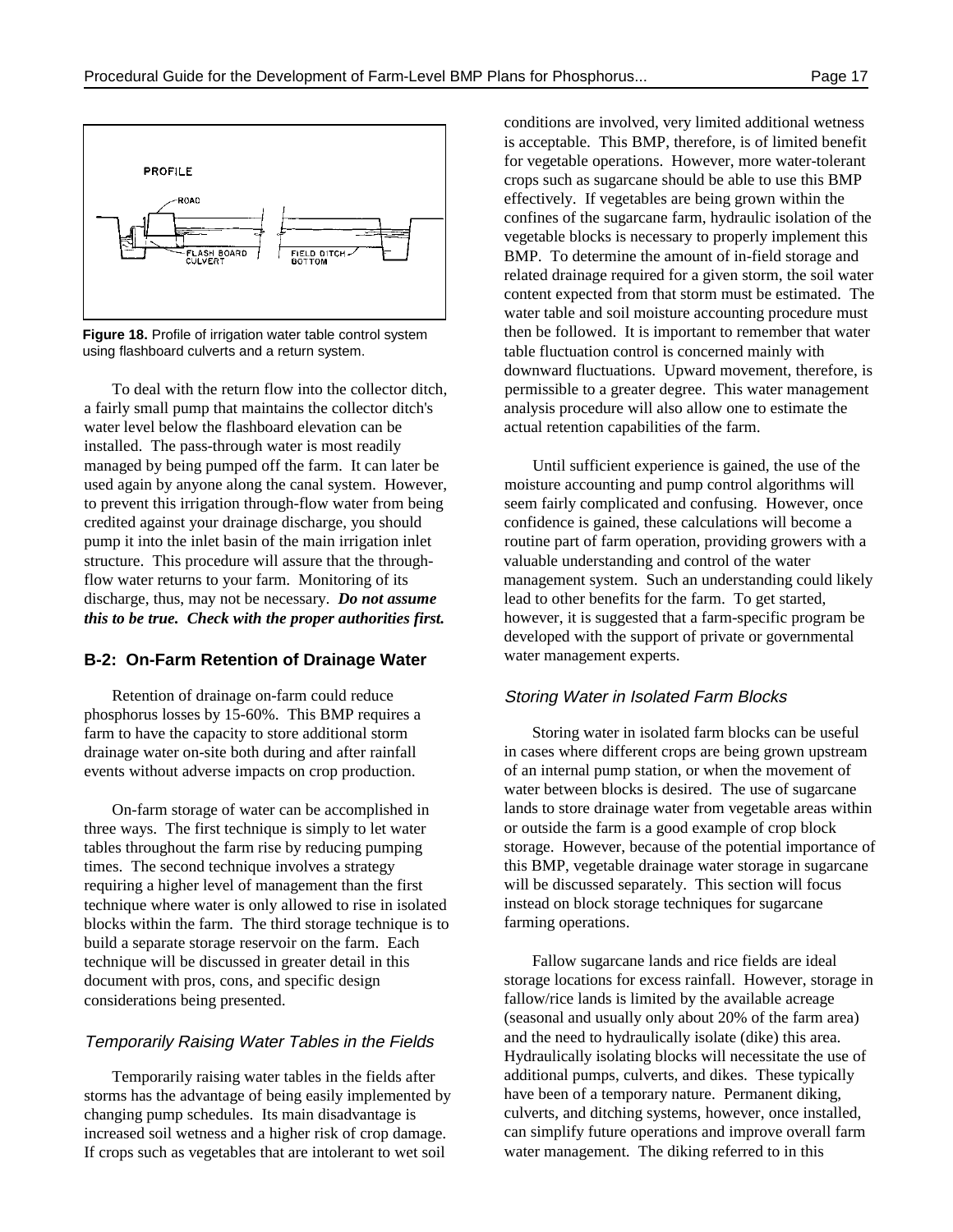**Figure 18.** Profile of irrigation water table control system using flashboard culverts and a return system.

To deal with the return flow into the collector ditch, a fairly small pump that maintains the collector ditch's water level below the flashboard elevation can be installed. The pass-through water is most readily managed by being pumped off the farm. It can later be used again by anyone along the canal system. However, to prevent this irrigation through-flow water from being credited against your drainage discharge, you should pump it into the inlet basin of the main irrigation inlet structure. This procedure will assure that the through-flow water returns to your farm. Monitoring of its discharge, thus, may not be necessary. ***Do not assume this to be true. Check with the proper authorities first.***

## B-2: On-Farm Retention of Drainage Water

Retention of drainage on-farm could reduce phosphorus losses by 15-60%. This BMP requires a farm to have the capacity to store additional storm drainage water on-site both during and after rainfall events without adverse impacts on crop production.

On-farm storage of water can be accomplished in three ways. The first technique is simply to let water tables throughout the farm rise by reducing pumping times. The second technique involves a strategy requiring a higher level of management than the first technique where water is only allowed to rise in isolated blocks within the farm. The third storage technique is to build a separate storage reservoir on the farm. Each technique will be discussed in greater detail in this document with pros, cons, and specific design considerations being presented.

### *Temporarily Raising Water Tables in the Fields*

Temporarily raising water tables in the fields after storms has the advantage of being easily implemented by changing pump schedules. Its main disadvantage is increased soil wetness and a higher risk of crop damage. If crops such as vegetables that are intolerant to wet soil conditions are involved, very limited additional wetness is acceptable. This BMP, therefore, is of limited benefit for vegetable operations. However, more water-tolerant crops such as sugarcane should be able to use this BMP effectively. If vegetables are being grown within the confines of the sugarcane farm, hydraulic isolation of the vegetable blocks is necessary to properly implement this BMP. To determine the amount of in-field storage and related drainage required for a given storm, the soil water content expected from that storm must be estimated. The water table and soil moisture accounting procedure must then be followed. It is important to remember that water table fluctuation control is concerned mainly with downward fluctuations. Upward movement, therefore, is permissible to a greater degree. This water management analysis procedure will also allow one to estimate the actual retention capabilities of the farm.

Until sufficient experience is gained, the use of the moisture accounting and pump control algorithms will seem fairly complicated and confusing. However, once confidence is gained, these calculations will become a routine part of farm operation, providing growers with a valuable understanding and control of the water management system. Such an understanding could likely lead to other benefits for the farm. To get started, however, it is suggested that a farm-specific program be developed with the support of private or governmental water management experts.

### *Storing Water in Isolated Farm Blocks*

Storing water in isolated farm blocks can be useful in cases where different crops are being grown upstream of an internal pump station, or when the movement of water between blocks is desired. The use of sugarcane lands to store drainage water from vegetable areas within or outside the farm is a good example of crop block storage. However, because of the potential importance of this BMP, vegetable drainage water storage in sugarcane will be discussed separately. This section will focus instead on block storage techniques for sugarcane farming operations.

Fallow sugarcane lands and rice fields are ideal storage locations for excess rainfall. However, storage in fallow/rice lands is limited by the available acreage (seasonal and usually only about 20% of the farm area) and the need to hydraulically isolate (dike) this area. Hydraulically isolating blocks will necessitate the use of additional pumps, culverts, and dikes. These typically have been of a temporary nature. Permanent diking, culverts, and ditching systems, however, once installed, can simplify future operations and improve overall farm water management. The diking referred to in this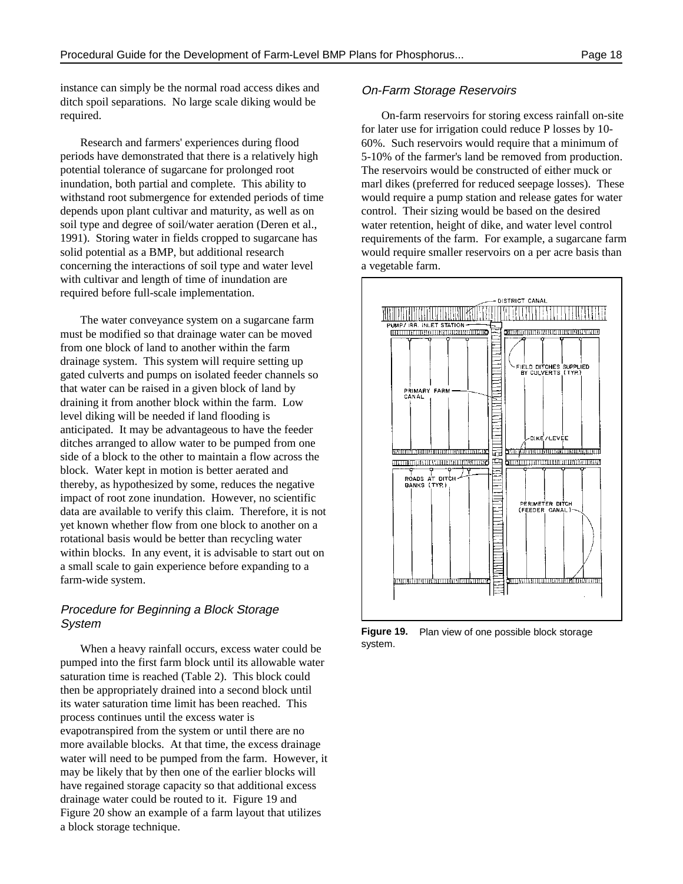instance can simply be the normal road access dikes and ditch spoil separations. No large scale diking would be required.

Research and farmers' experiences during flood periods have demonstrated that there is a relatively high potential tolerance of sugarcane for prolonged root inundation, both partial and complete. This ability to withstand root submergence for extended periods of time depends upon plant cultivar and maturity, as well as on soil type and degree of soil/water aeration (Deren et al., 1991). Storing water in fields cropped to sugarcane has solid potential as a BMP, but additional research concerning the interactions of soil type and water level with cultivar and length of time of inundation are required before full-scale implementation.

The water conveyance system on a sugarcane farm must be modified so that drainage water can be moved from one block of land to another within the farm drainage system. This system will require setting up gated culverts and pumps on isolated feeder channels so that water can be raised in a given block of land by draining it from another block within the farm. Low level diking will be needed if land flooding is anticipated. It may be advantageous to have the feeder ditches arranged to allow water to be pumped from one side of a block to the other to maintain a flow across the block. Water kept in motion is better aerated and thereby, as hypothesized by some, reduces the negative impact of root zone inundation. However, no scientific data are available to verify this claim. Therefore, it is not yet known whether flow from one block to another on a rotational basis would be better than recycling water within blocks. In any event, it is advisable to start out on a small scale to gain experience before expanding to a farm-wide system.

### *Procedure for Beginning a Block Storage System*

When a heavy rainfall occurs, excess water could be pumped into the first farm block until its allowable water saturation time is reached (Table 2). This block could then be appropriately drained into a second block until its water saturation time limit has been reached. This process continues until the excess water is evapotranspired from the system or until there are no more available blocks. At that time, the excess drainage water will need to be pumped from the farm. However, it may be likely that by then one of the earlier blocks will have regained storage capacity so that additional excess drainage water could be routed to it. Figure 19 and Figure 20 show an example of a farm layout that utilizes a block storage technique.

### *On-Farm Storage Reservoirs*

On-farm reservoirs for storing excess rainfall on-site for later use for irrigation could reduce P losses by 10-60%. Such reservoirs would require that a minimum of 5-10% of the farmer's land be removed from production. The reservoirs would be constructed of either muck or marl dikes (preferred for reduced seepage losses). These would require a pump station and release gates for water control. Their sizing would be based on the desired water retention, height of dike, and water level control requirements of the farm. For example, a sugarcane farm would require smaller reservoirs on a per acre basis than a vegetable farm.

**Figure 19.** Plan view of one possible block storage system.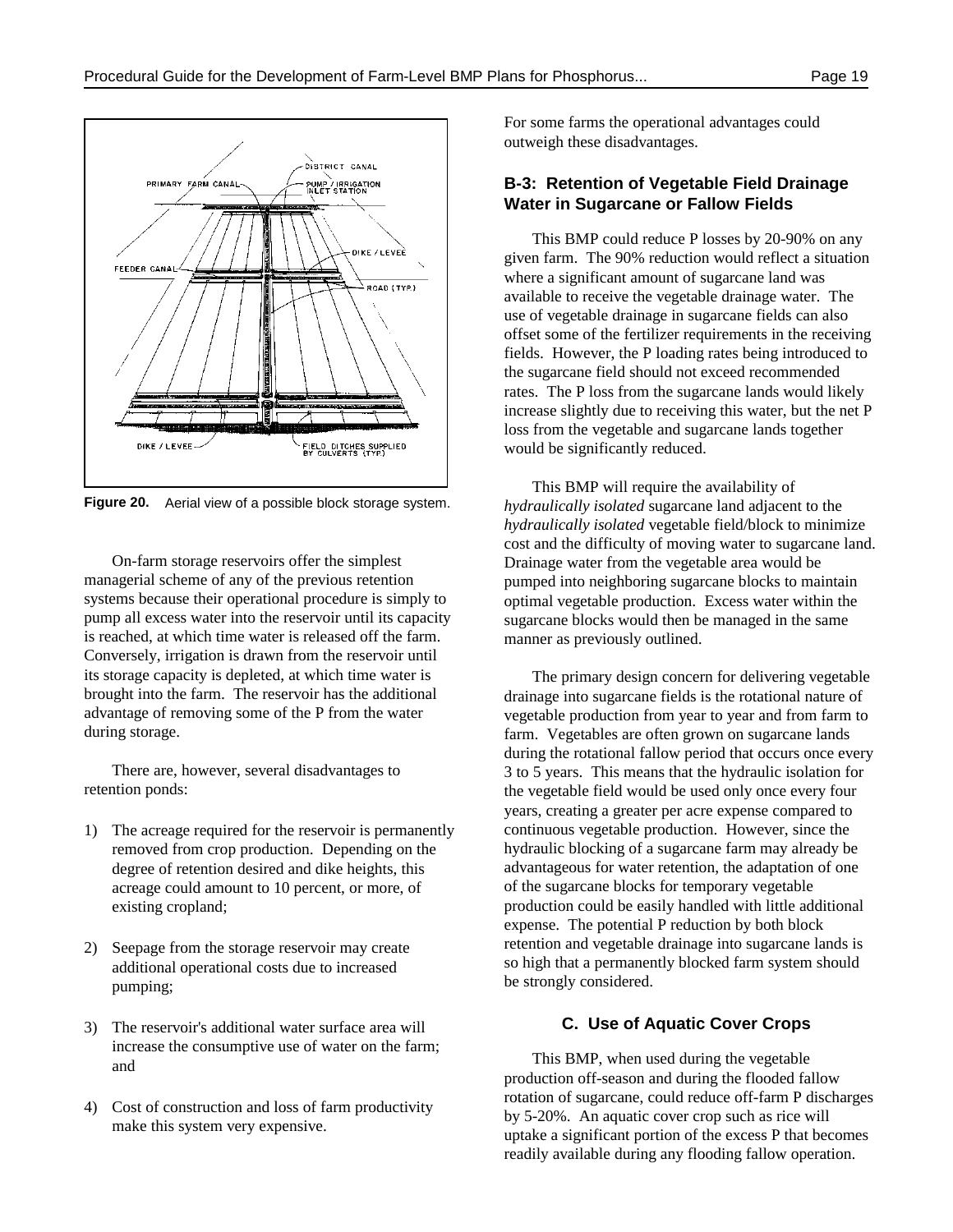Figure 20. Aerial view of a possible block storage system.

On-farm storage reservoirs offer the simplest managerial scheme of any of the previous retention systems because their operational procedure is simply to pump all excess water into the reservoir until its capacity is reached, at which time water is released off the farm. Conversely, irrigation is drawn from the reservoir until its storage capacity is depleted, at which time water is brought into the farm. The reservoir has the additional advantage of removing some of the P from the water during storage.

There are, however, several disadvantages to retention ponds:

1) The acreage required for the reservoir is permanently removed from crop production. Depending on the degree of retention desired and dike heights, this acreage could amount to 10 percent, or more, of existing cropland;

2) Seepage from the storage reservoir may create additional operational costs due to increased pumping;

3) The reservoir's additional water surface area will increase the consumptive use of water on the farm; and

4) Cost of construction and loss of farm productivity make this system very expensive.

For some farms the operational advantages could outweigh these disadvantages.

### B-3: Retention of Vegetable Field Drainage Water in Sugarcane or Fallow Fields

This BMP could reduce P losses by 20-90% on any given farm. The 90% reduction would reflect a situation where a significant amount of sugarcane land was available to receive the vegetable drainage water. The use of vegetable drainage in sugarcane fields can also offset some of the fertilizer requirements in the receiving fields. However, the P loading rates being introduced to the sugarcane field should not exceed recommended rates. The P loss from the sugarcane lands would likely increase slightly due to receiving this water, but the net P loss from the vegetable and sugarcane lands together would be significantly reduced.

This BMP will require the availability of *hydraulically isolated* sugarcane land adjacent to the *hydraulically isolated* vegetable field/block to minimize cost and the difficulty of moving water to sugarcane land. Drainage water from the vegetable area would be pumped into neighboring sugarcane blocks to maintain optimal vegetable production. Excess water within the sugarcane blocks would then be managed in the same manner as previously outlined.

The primary design concern for delivering vegetable drainage into sugarcane fields is the rotational nature of vegetable production from year to year and from farm to farm. Vegetables are often grown on sugarcane lands during the rotational fallow period that occurs once every 3 to 5 years. This means that the hydraulic isolation for the vegetable field would be used only once every four years, creating a greater per acre expense compared to continuous vegetable production. However, since the hydraulic blocking of a sugarcane farm may already be advantageous for water retention, the adaptation of one of the sugarcane blocks for temporary vegetable production could be easily handled with little additional expense. The potential P reduction by both block retention and vegetable drainage into sugarcane lands is so high that a permanently blocked farm system should be strongly considered.

## C. Use of Aquatic Cover Crops

This BMP, when used during the vegetable production off-season and during the flooded fallow rotation of sugarcane, could reduce off-farm P discharges by 5-20%. An aquatic cover crop such as rice will uptake a significant portion of the excess P that becomes readily available during any flooding fallow operation.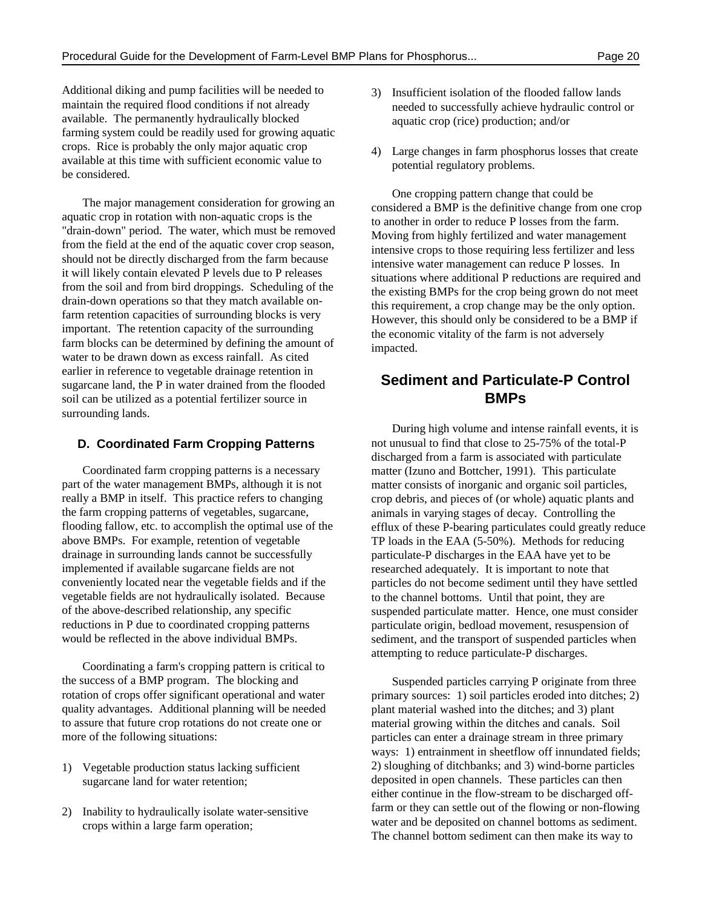Additional diking and pump facilities will be needed to maintain the required flood conditions if not already available. The permanently hydraulically blocked farming system could be readily used for growing aquatic crops. Rice is probably the only major aquatic crop available at this time with sufficient economic value to be considered.

The major management consideration for growing an aquatic crop in rotation with non-aquatic crops is the "drain-down" period. The water, which must be removed from the field at the end of the aquatic cover crop season, should not be directly discharged from the farm because it will likely contain elevated P levels due to P releases from the soil and from bird droppings. Scheduling of the drain-down operations so that they match available on-farm retention capacities of surrounding blocks is very important. The retention capacity of the surrounding farm blocks can be determined by defining the amount of water to be drawn down as excess rainfall. As cited earlier in reference to vegetable drainage retention in sugarcane land, the P in water drained from the flooded soil can be utilized as a potential fertilizer source in surrounding lands.

### D. Coordinated Farm Cropping Patterns

Coordinated farm cropping patterns is a necessary part of the water management BMPs, although it is not really a BMP in itself. This practice refers to changing the farm cropping patterns of vegetables, sugarcane, flooding fallow, etc. to accomplish the optimal use of the above BMPs. For example, retention of vegetable drainage in surrounding lands cannot be successfully implemented if available sugarcane fields are not conveniently located near the vegetable fields and if the vegetable fields are not hydraulically isolated. Because of the above-described relationship, any specific reductions in P due to coordinated cropping patterns would be reflected in the above individual BMPs.

Coordinating a farm's cropping pattern is critical to the success of a BMP program. The blocking and rotation of crops offer significant operational and water quality advantages. Additional planning will be needed to assure that future crop rotations do not create one or more of the following situations:

1) Vegetable production status lacking sufficient sugarcane land for water retention;
2) Inability to hydraulically isolate water-sensitive crops within a large farm operation;
3) Insufficient isolation of the flooded fallow lands needed to successfully achieve hydraulic control or aquatic crop (rice) production; and/or
4) Large changes in farm phosphorus losses that create potential regulatory problems.

One cropping pattern change that could be considered a BMP is the definitive change from one crop to another in order to reduce P losses from the farm. Moving from highly fertilized and water management intensive crops to those requiring less fertilizer and less intensive water management can reduce P losses. In situations where additional P reductions are required and the existing BMPs for the crop being grown do not meet this requirement, a crop change may be the only option. However, this should only be considered to be a BMP if the economic vitality of the farm is not adversely impacted.

## Sediment and Particulate-P Control BMPs

During high volume and intense rainfall events, it is not unusual to find that close to 25-75% of the total-P discharged from a farm is associated with particulate matter (Izuno and Bottcher, 1991). This particulate matter consists of inorganic and organic soil particles, crop debris, and pieces of (or whole) aquatic plants and animals in varying stages of decay. Controlling the efflux of these P-bearing particulates could greatly reduce TP loads in the EAA (5-50%). Methods for reducing particulate-P discharges in the EAA have yet to be researched adequately. It is important to note that particles do not become sediment until they have settled to the channel bottoms. Until that point, they are suspended particulate matter. Hence, one must consider particulate origin, bedload movement, resuspension of sediment, and the transport of suspended particles when attempting to reduce particulate-P discharges.

Suspended particles carrying P originate from three primary sources: 1) soil particles eroded into ditches; 2) plant material washed into the ditches; and 3) plant material growing within the ditches and canals. Soil particles can enter a drainage stream in three primary ways: 1) entrainment in sheetflow off innundated fields; 2) sloughing of ditchbanks; and 3) wind-borne particles deposited in open channels. These particles can then either continue in the flow-stream to be discharged off-farm or they can settle out of the flowing or non-flowing water and be deposited on channel bottoms as sediment. The channel bottom sediment can then make its way to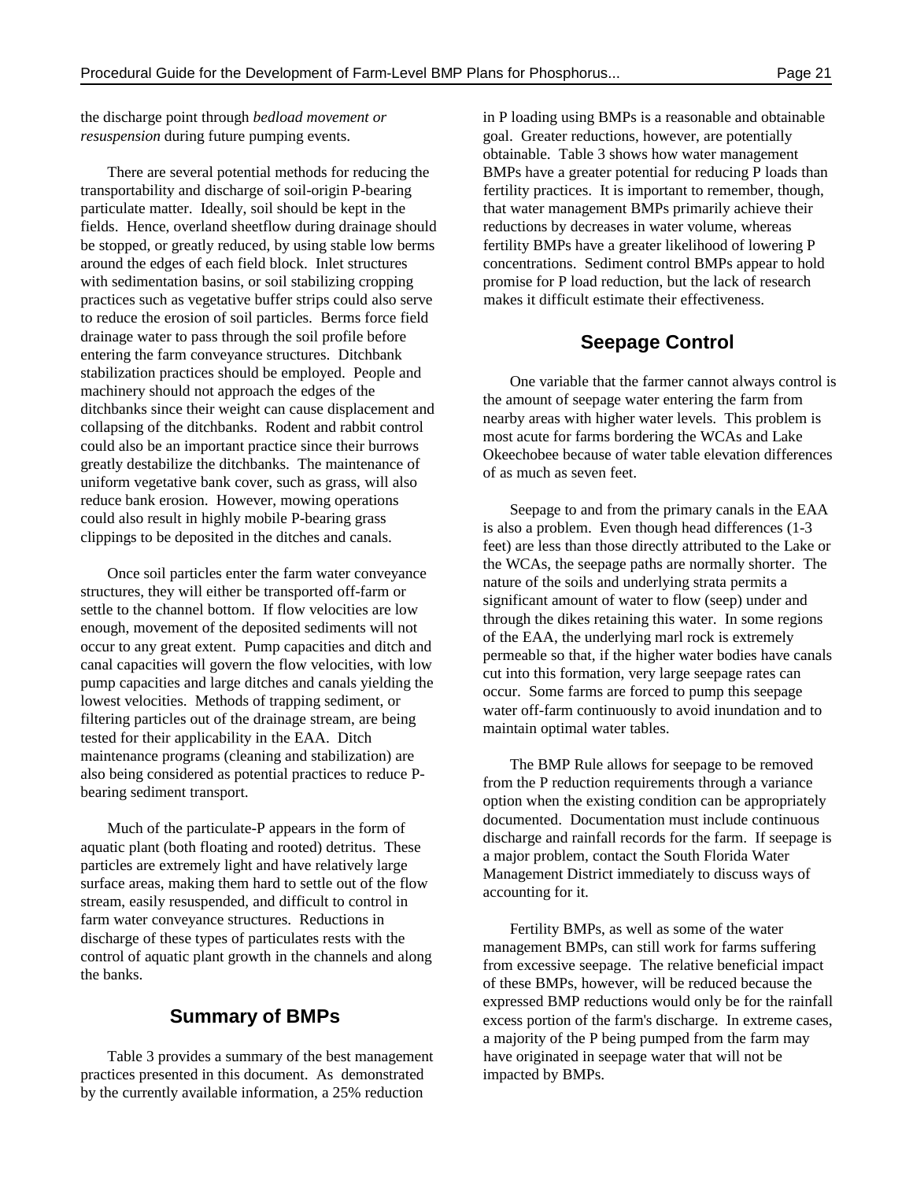the discharge point through *bedload movement or resuspension* during future pumping events.

There are several potential methods for reducing the transportability and discharge of soil-origin P-bearing particulate matter. Ideally, soil should be kept in the fields. Hence, overland sheetflow during drainage should be stopped, or greatly reduced, by using stable low berms around the edges of each field block. Inlet structures with sedimentation basins, or soil stabilizing cropping practices such as vegetative buffer strips could also serve to reduce the erosion of soil particles. Berms force field drainage water to pass through the soil profile before entering the farm conveyance structures. Ditchbank stabilization practices should be employed. People and machinery should not approach the edges of the ditchbanks since their weight can cause displacement and collapsing of the ditchbanks. Rodent and rabbit control could also be an important practice since their burrows greatly destabilize the ditchbanks. The maintenance of uniform vegetative bank cover, such as grass, will also reduce bank erosion. However, mowing operations could also result in highly mobile P-bearing grass clippings to be deposited in the ditches and canals.

Once soil particles enter the farm water conveyance structures, they will either be transported off-farm or settle to the channel bottom. If flow velocities are low enough, movement of the deposited sediments will not occur to any great extent. Pump capacities and ditch and canal capacities will govern the flow velocities, with low pump capacities and large ditches and canals yielding the lowest velocities. Methods of trapping sediment, or filtering particles out of the drainage stream, are being tested for their applicability in the EAA. Ditch maintenance programs (cleaning and stabilization) are also being considered as potential practices to reduce P-bearing sediment transport.

Much of the particulate-P appears in the form of aquatic plant (both floating and rooted) detritus. These particles are extremely light and have relatively large surface areas, making them hard to settle out of the flow stream, easily resuspended, and difficult to control in farm water conveyance structures. Reductions in discharge of these types of particulates rests with the control of aquatic plant growth in the channels and along the banks.

## Summary of BMPs

Table 3 provides a summary of the best management practices presented in this document. As demonstrated by the currently available information, a 25% reduction in P loading using BMPs is a reasonable and obtainable goal. Greater reductions, however, are potentially obtainable. Table 3 shows how water management BMPs have a greater potential for reducing P loads than fertility practices. It is important to remember, though, that water management BMPs primarily achieve their reductions by decreases in water volume, whereas fertility BMPs have a greater likelihood of lowering P concentrations. Sediment control BMPs appear to hold promise for P load reduction, but the lack of research makes it difficult estimate their effectiveness.

## Seepage Control

One variable that the farmer cannot always control is the amount of seepage water entering the farm from nearby areas with higher water levels. This problem is most acute for farms bordering the WCAs and Lake Okeechobee because of water table elevation differences of as much as seven feet.

Seepage to and from the primary canals in the EAA is also a problem. Even though head differences (1-3 feet) are less than those directly attributed to the Lake or the WCAs, the seepage paths are normally shorter. The nature of the soils and underlying strata permits a significant amount of water to flow (seep) under and through the dikes retaining this water. In some regions of the EAA, the underlying marl rock is extremely permeable so that, if the higher water bodies have canals cut into this formation, very large seepage rates can occur. Some farms are forced to pump this seepage water off-farm continuously to avoid inundation and to maintain optimal water tables.

The BMP Rule allows for seepage to be removed from the P reduction requirements through a variance option when the existing condition can be appropriately documented. Documentation must include continuous discharge and rainfall records for the farm. If seepage is a major problem, contact the South Florida Water Management District immediately to discuss ways of accounting for it.

Fertility BMPs, as well as some of the water management BMPs, can still work for farms suffering from excessive seepage. The relative beneficial impact of these BMPs, however, will be reduced because the expressed BMP reductions would only be for the rainfall excess portion of the farm's discharge. In extreme cases, a majority of the P being pumped from the farm may have originated in seepage water that will not be impacted by BMPs.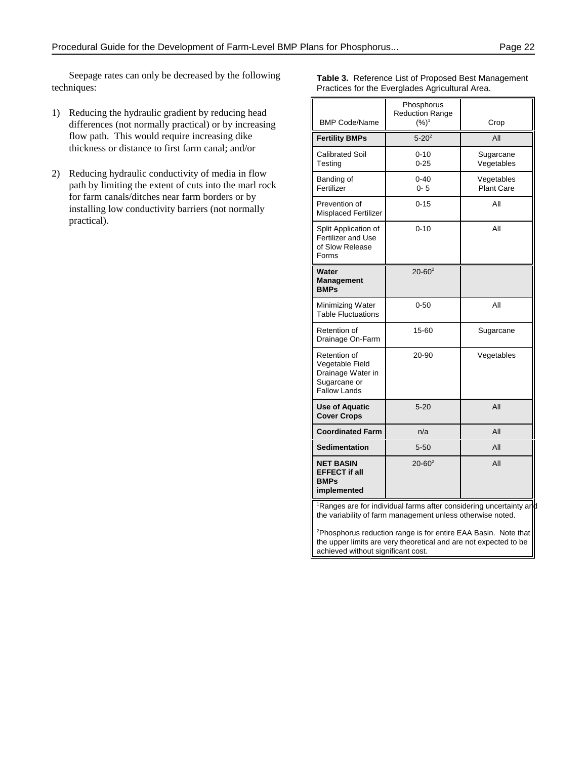Seepage rates can only be decreased by the following techniques:

1) Reducing the hydraulic gradient by reducing head differences (not normally practical) or by increasing flow path. This would require increasing dike thickness or distance to first farm canal; and/or

2) Reducing hydraulic conductivity of media in flow path by limiting the extent of cuts into the marl rock for farm canals/ditches near farm borders or by installing low conductivity barriers (not normally practical).

**Table 3.** Reference List of Proposed Best Management Practices for the Everglades Agricultural Area.

| BMP Code/Name | Phosphorus Reduction Range (%)[1] | Crop |
|---|---|---|
| **Fertility BMPs** | 5-20[2] | All |
| Calibrated Soil Testing | 0-10<br>0-25 | Sugarcane<br>Vegetables |
| Banding of Fertilizer | 0-40<br>0- 5 | Vegetables<br>Plant Care |
| Prevention of Misplaced Fertilizer | 0-15 | All |
| Split Application of Fertilizer and Use of Slow Release Forms | 0-10 | All |
| **Water Management BMPs** | 20-60[2] | |
| Minimizing Water Table Fluctuations | 0-50 | All |
| Retention of Drainage On-Farm | 15-60 | Sugarcane |
| Retention of Vegetable Field Drainage Water in Sugarcane or Fallow Lands | 20-90 | Vegetables |
| **Use of Aquatic Cover Crops** | 5-20 | All |
| **Coordinated Farm** | n/a | All |
| **Sedimentation** | 5-50 | All |
| **NET BASIN EFFECT if all BMPs implemented** | 20-60[2] | All |

[1]Ranges are for individual farms after considering uncertainty and the variability of farm management unless otherwise noted.

[2]Phosphorus reduction range is for entire EAA Basin. Note that the upper limits are very theoretical and are not expected to be achieved without significant cost.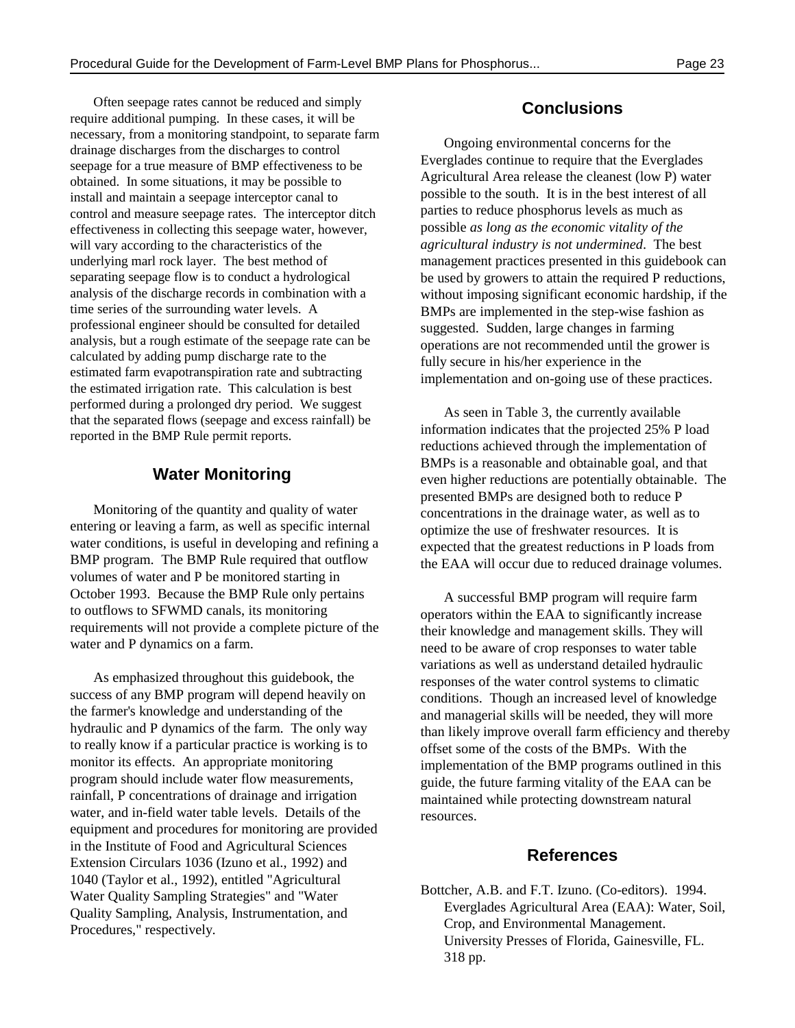Often seepage rates cannot be reduced and simply require additional pumping. In these cases, it will be necessary, from a monitoring standpoint, to separate farm drainage discharges from the discharges to control seepage for a true measure of BMP effectiveness to be obtained. In some situations, it may be possible to install and maintain a seepage interceptor canal to control and measure seepage rates. The interceptor ditch effectiveness in collecting this seepage water, however, will vary according to the characteristics of the underlying marl rock layer. The best method of separating seepage flow is to conduct a hydrological analysis of the discharge records in combination with a time series of the surrounding water levels. A professional engineer should be consulted for detailed analysis, but a rough estimate of the seepage rate can be calculated by adding pump discharge rate to the estimated farm evapotranspiration rate and subtracting the estimated irrigation rate. This calculation is best performed during a prolonged dry period. We suggest that the separated flows (seepage and excess rainfall) be reported in the BMP Rule permit reports.

## Water Monitoring

Monitoring of the quantity and quality of water entering or leaving a farm, as well as specific internal water conditions, is useful in developing and refining a BMP program. The BMP Rule required that outflow volumes of water and P be monitored starting in October 1993. Because the BMP Rule only pertains to outflows to SFWMD canals, its monitoring requirements will not provide a complete picture of the water and P dynamics on a farm.

As emphasized throughout this guidebook, the success of any BMP program will depend heavily on the farmer's knowledge and understanding of the hydraulic and P dynamics of the farm. The only way to really know if a particular practice is working is to monitor its effects. An appropriate monitoring program should include water flow measurements, rainfall, P concentrations of drainage and irrigation water, and in-field water table levels. Details of the equipment and procedures for monitoring are provided in the Institute of Food and Agricultural Sciences Extension Circulars 1036 (Izuno et al., 1992) and 1040 (Taylor et al., 1992), entitled "Agricultural Water Quality Sampling Strategies" and "Water Quality Sampling, Analysis, Instrumentation, and Procedures," respectively.

## Conclusions

Ongoing environmental concerns for the Everglades continue to require that the Everglades Agricultural Area release the cleanest (low P) water possible to the south. It is in the best interest of all parties to reduce phosphorus levels as much as possible *as long as the economic vitality of the agricultural industry is not undermined*. The best management practices presented in this guidebook can be used by growers to attain the required P reductions, without imposing significant economic hardship, if the BMPs are implemented in the step-wise fashion as suggested. Sudden, large changes in farming operations are not recommended until the grower is fully secure in his/her experience in the implementation and on-going use of these practices.

As seen in Table 3, the currently available information indicates that the projected 25% P load reductions achieved through the implementation of BMPs is a reasonable and obtainable goal, and that even higher reductions are potentially obtainable. The presented BMPs are designed both to reduce P concentrations in the drainage water, as well as to optimize the use of freshwater resources. It is expected that the greatest reductions in P loads from the EAA will occur due to reduced drainage volumes.

A successful BMP program will require farm operators within the EAA to significantly increase their knowledge and management skills. They will need to be aware of crop responses to water table variations as well as understand detailed hydraulic responses of the water control systems to climatic conditions. Though an increased level of knowledge and managerial skills will be needed, they will more than likely improve overall farm efficiency and thereby offset some of the costs of the BMPs. With the implementation of the BMP programs outlined in this guide, the future farming vitality of the EAA can be maintained while protecting downstream natural resources.

## References

Bottcher, A.B. and F.T. Izuno. (Co-editors). 1994. Everglades Agricultural Area (EAA): Water, Soil, Crop, and Environmental Management. University Presses of Florida, Gainesville, FL. 318 pp.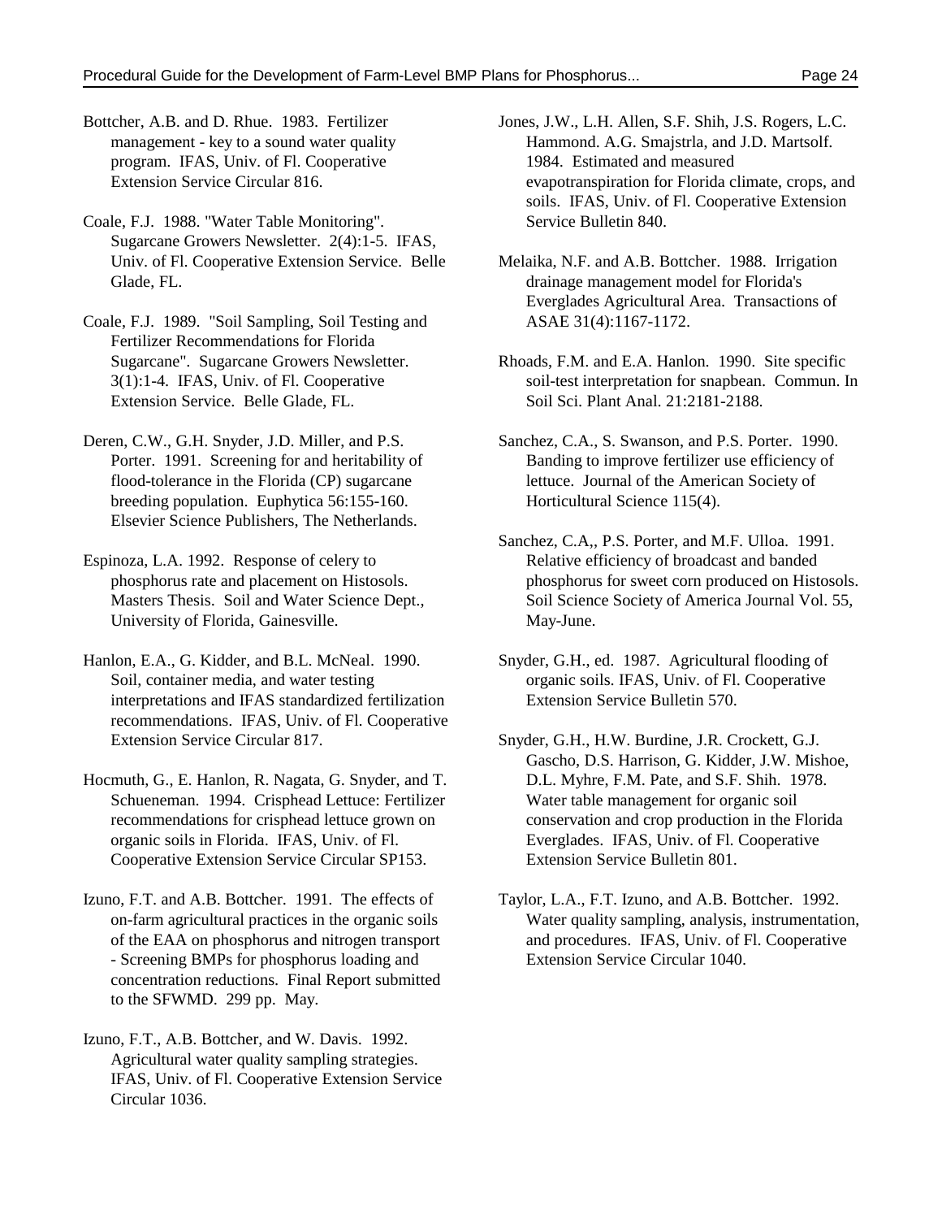Bottcher, A.B. and D. Rhue. 1983. Fertilizer management - key to a sound water quality program. IFAS, Univ. of Fl. Cooperative Extension Service Circular 816.

Coale, F.J. 1988. "Water Table Monitoring". Sugarcane Growers Newsletter. 2(4):1-5. IFAS, Univ. of Fl. Cooperative Extension Service. Belle Glade, FL.

Coale, F.J. 1989. "Soil Sampling, Soil Testing and Fertilizer Recommendations for Florida Sugarcane". Sugarcane Growers Newsletter. 3(1):1-4. IFAS, Univ. of Fl. Cooperative Extension Service. Belle Glade, FL.

Deren, C.W., G.H. Snyder, J.D. Miller, and P.S. Porter. 1991. Screening for and heritability of flood-tolerance in the Florida (CP) sugarcane breeding population. Euphytica 56:155-160. Elsevier Science Publishers, The Netherlands.

Espinoza, L.A. 1992. Response of celery to phosphorus rate and placement on Histosols. Masters Thesis. Soil and Water Science Dept., University of Florida, Gainesville.

Hanlon, E.A., G. Kidder, and B.L. McNeal. 1990. Soil, container media, and water testing interpretations and IFAS standardized fertilization recommendations. IFAS, Univ. of Fl. Cooperative Extension Service Circular 817.

Hocmuth, G., E. Hanlon, R. Nagata, G. Snyder, and T. Schueneman. 1994. Crisphead Lettuce: Fertilizer recommendations for crisphead lettuce grown on organic soils in Florida. IFAS, Univ. of Fl. Cooperative Extension Service Circular SP153.

Izuno, F.T. and A.B. Bottcher. 1991. The effects of on-farm agricultural practices in the organic soils of the EAA on phosphorus and nitrogen transport - Screening BMPs for phosphorus loading and concentration reductions. Final Report submitted to the SFWMD. 299 pp. May.

Izuno, F.T., A.B. Bottcher, and W. Davis. 1992. Agricultural water quality sampling strategies. IFAS, Univ. of Fl. Cooperative Extension Service Circular 1036.

Jones, J.W., L.H. Allen, S.F. Shih, J.S. Rogers, L.C. Hammond. A.G. Smajstrla, and J.D. Martsolf. 1984. Estimated and measured evapotranspiration for Florida climate, crops, and soils. IFAS, Univ. of Fl. Cooperative Extension Service Bulletin 840.

Melaika, N.F. and A.B. Bottcher. 1988. Irrigation drainage management model for Florida's Everglades Agricultural Area. Transactions of ASAE 31(4):1167-1172.

Rhoads, F.M. and E.A. Hanlon. 1990. Site specific soil-test interpretation for snapbean. Commun. In Soil Sci. Plant Anal. 21:2181-2188.

Sanchez, C.A., S. Swanson, and P.S. Porter. 1990. Banding to improve fertilizer use efficiency of lettuce. Journal of the American Society of Horticultural Science 115(4).

Sanchez, C.A,, P.S. Porter, and M.F. Ulloa. 1991. Relative efficiency of broadcast and banded phosphorus for sweet corn produced on Histosols. Soil Science Society of America Journal Vol. 55, May-June.

Snyder, G.H., ed. 1987. Agricultural flooding of organic soils. IFAS, Univ. of Fl. Cooperative Extension Service Bulletin 570.

Snyder, G.H., H.W. Burdine, J.R. Crockett, G.J. Gascho, D.S. Harrison, G. Kidder, J.W. Mishoe, D.L. Myhre, F.M. Pate, and S.F. Shih. 1978. Water table management for organic soil conservation and crop production in the Florida Everglades. IFAS, Univ. of Fl. Cooperative Extension Service Bulletin 801.

Taylor, L.A., F.T. Izuno, and A.B. Bottcher. 1992. Water quality sampling, analysis, instrumentation, and procedures. IFAS, Univ. of Fl. Cooperative Extension Service Circular 1040.